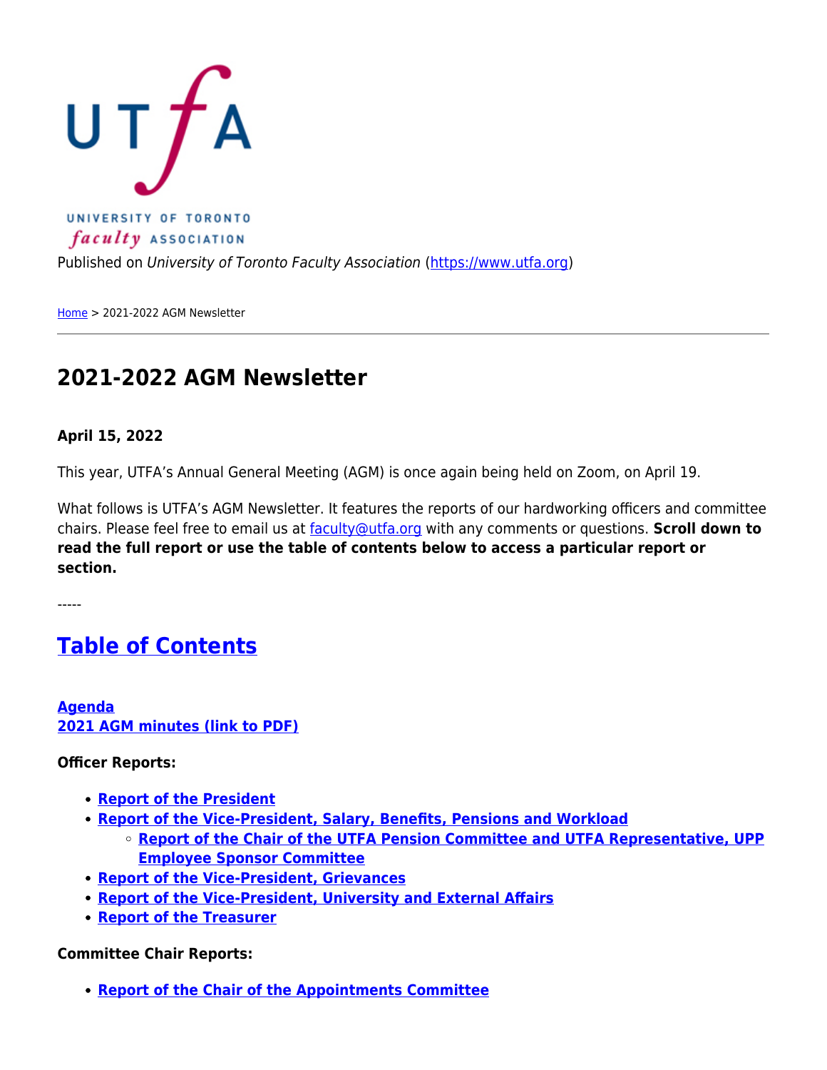UNIVERSITY OF TORONTO *faculty* ASSOCIATION

Published on *University of Toronto Faculty Association* (https://www.utfa.org)

Home > 2021-2022 AGM Newsletter

# 2021-2022 AGM Newsletter

**April 15, 2022**

This year, UTFA's Annual General Meeting (AGM) is once again being held on Zoom, on April 19.

What follows is UTFA's AGM Newsletter. It features the reports of our hardworking officers and committee chairs. Please feel free to email us at faculty@utfa.org with any comments or questions. **Scroll down to read the full report or use the table of contents below to access a particular report or section.**

-----

## Table of Contents

**Agenda**
**2021 AGM minutes (link to PDF)**

**Officer Reports:**

- **Report of the President**
- **Report of the Vice-President, Salary, Benefits, Pensions and Workload**
  - **Report of the Chair of the UTFA Pension Committee and UTFA Representative, UPP Employee Sponsor Committee**
- **Report of the Vice-President, Grievances**
- **Report of the Vice-President, University and External Affairs**
- **Report of the Treasurer**

**Committee Chair Reports:**

- **Report of the Chair of the Appointments Committee**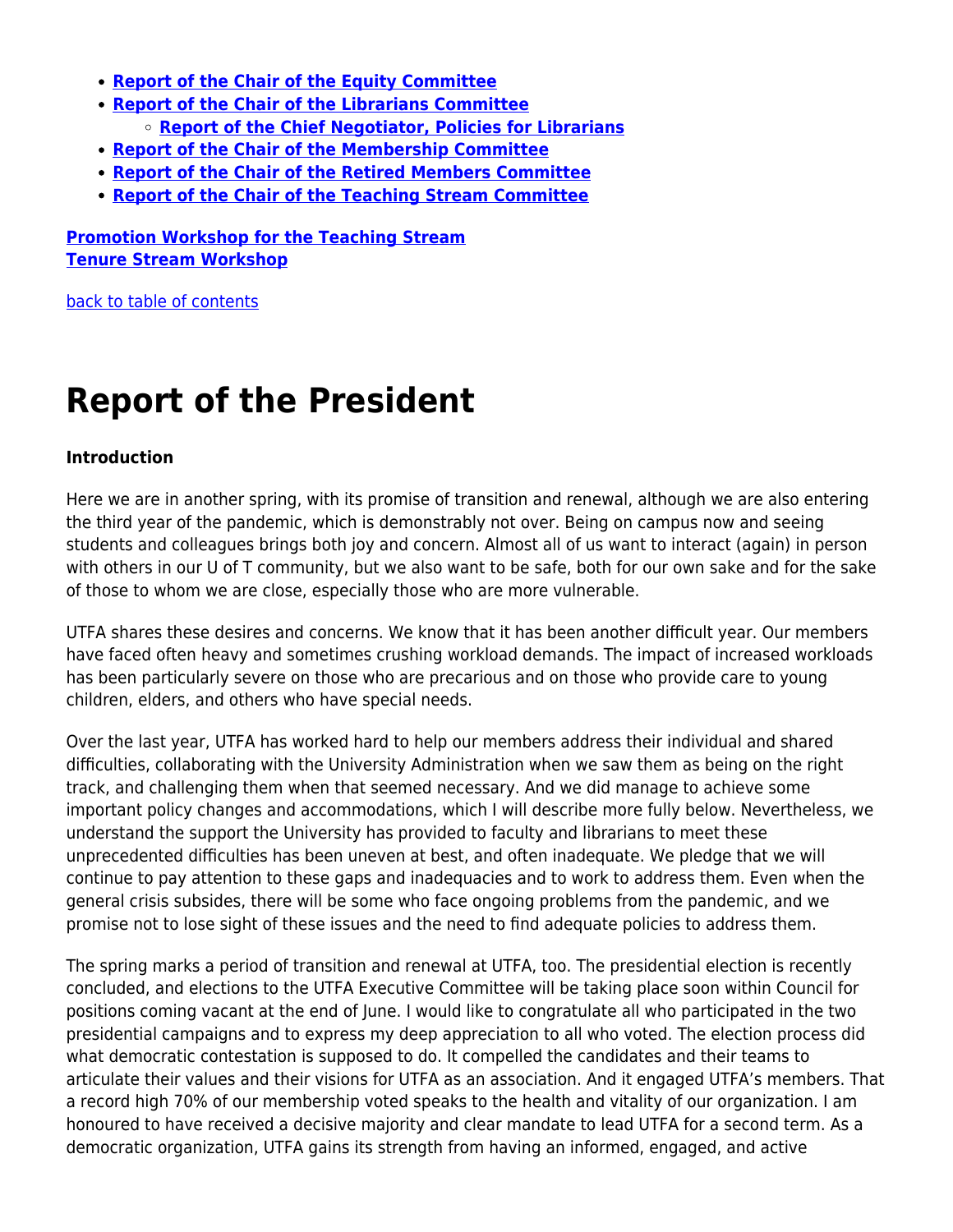- **Report of the Chair of the Equity Committee**
- **Report of the Chair of the Librarians Committee**
  - **Report of the Chief Negotiator, Policies for Librarians**
- **Report of the Chair of the Membership Committee**
- **Report of the Chair of the Retired Members Committee**
- **Report of the Chair of the Teaching Stream Committee**

**Promotion Workshop for the Teaching Stream**
**Tenure Stream Workshop**

back to table of contents

# Report of the President

**Introduction**

Here we are in another spring, with its promise of transition and renewal, although we are also entering the third year of the pandemic, which is demonstrably not over. Being on campus now and seeing students and colleagues brings both joy and concern. Almost all of us want to interact (again) in person with others in our U of T community, but we also want to be safe, both for our own sake and for the sake of those to whom we are close, especially those who are more vulnerable.

UTFA shares these desires and concerns. We know that it has been another difficult year. Our members have faced often heavy and sometimes crushing workload demands. The impact of increased workloads has been particularly severe on those who are precarious and on those who provide care to young children, elders, and others who have special needs.

Over the last year, UTFA has worked hard to help our members address their individual and shared difficulties, collaborating with the University Administration when we saw them as being on the right track, and challenging them when that seemed necessary. And we did manage to achieve some important policy changes and accommodations, which I will describe more fully below. Nevertheless, we understand the support the University has provided to faculty and librarians to meet these unprecedented difficulties has been uneven at best, and often inadequate. We pledge that we will continue to pay attention to these gaps and inadequacies and to work to address them. Even when the general crisis subsides, there will be some who face ongoing problems from the pandemic, and we promise not to lose sight of these issues and the need to find adequate policies to address them.

The spring marks a period of transition and renewal at UTFA, too. The presidential election is recently concluded, and elections to the UTFA Executive Committee will be taking place soon within Council for positions coming vacant at the end of June. I would like to congratulate all who participated in the two presidential campaigns and to express my deep appreciation to all who voted. The election process did what democratic contestation is supposed to do. It compelled the candidates and their teams to articulate their values and their visions for UTFA as an association. And it engaged UTFA's members. That a record high 70% of our membership voted speaks to the health and vitality of our organization. I am honoured to have received a decisive majority and clear mandate to lead UTFA for a second term. As a democratic organization, UTFA gains its strength from having an informed, engaged, and active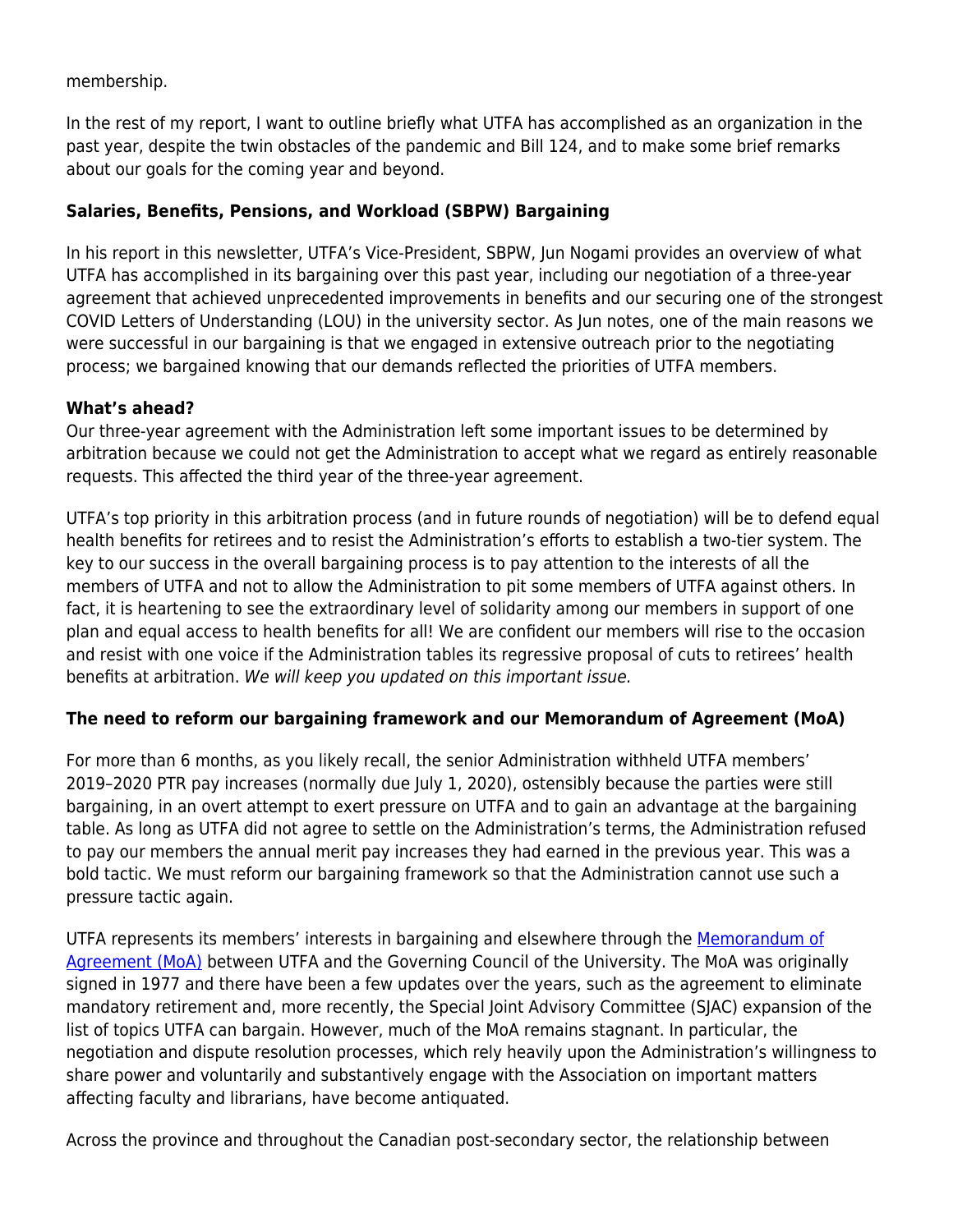membership.

In the rest of my report, I want to outline briefly what UTFA has accomplished as an organization in the past year, despite the twin obstacles of the pandemic and Bill 124, and to make some brief remarks about our goals for the coming year and beyond.

**Salaries, Benefits, Pensions, and Workload (SBPW) Bargaining**

In his report in this newsletter, UTFA's Vice-President, SBPW, Jun Nogami provides an overview of what UTFA has accomplished in its bargaining over this past year, including our negotiation of a three-year agreement that achieved unprecedented improvements in benefits and our securing one of the strongest COVID Letters of Understanding (LOU) in the university sector. As Jun notes, one of the main reasons we were successful in our bargaining is that we engaged in extensive outreach prior to the negotiating process; we bargained knowing that our demands reflected the priorities of UTFA members.

**What's ahead?**

Our three-year agreement with the Administration left some important issues to be determined by arbitration because we could not get the Administration to accept what we regard as entirely reasonable requests. This affected the third year of the three-year agreement.

UTFA's top priority in this arbitration process (and in future rounds of negotiation) will be to defend equal health benefits for retirees and to resist the Administration's efforts to establish a two-tier system. The key to our success in the overall bargaining process is to pay attention to the interests of all the members of UTFA and not to allow the Administration to pit some members of UTFA against others. In fact, it is heartening to see the extraordinary level of solidarity among our members in support of one plan and equal access to health benefits for all! We are confident our members will rise to the occasion and resist with one voice if the Administration tables its regressive proposal of cuts to retirees' health benefits at arbitration. *We will keep you updated on this important issue.*

**The need to reform our bargaining framework and our Memorandum of Agreement (MoA)**

For more than 6 months, as you likely recall, the senior Administration withheld UTFA members' 2019–2020 PTR pay increases (normally due July 1, 2020), ostensibly because the parties were still bargaining, in an overt attempt to exert pressure on UTFA and to gain an advantage at the bargaining table. As long as UTFA did not agree to settle on the Administration's terms, the Administration refused to pay our members the annual merit pay increases they had earned in the previous year. This was a bold tactic. We must reform our bargaining framework so that the Administration cannot use such a pressure tactic again.

UTFA represents its members' interests in bargaining and elsewhere through the [Memorandum of Agreement (MoA)] between UTFA and the Governing Council of the University. The MoA was originally signed in 1977 and there have been a few updates over the years, such as the agreement to eliminate mandatory retirement and, more recently, the Special Joint Advisory Committee (SJAC) expansion of the list of topics UTFA can bargain. However, much of the MoA remains stagnant. In particular, the negotiation and dispute resolution processes, which rely heavily upon the Administration's willingness to share power and voluntarily and substantively engage with the Association on important matters affecting faculty and librarians, have become antiquated.

Across the province and throughout the Canadian post-secondary sector, the relationship between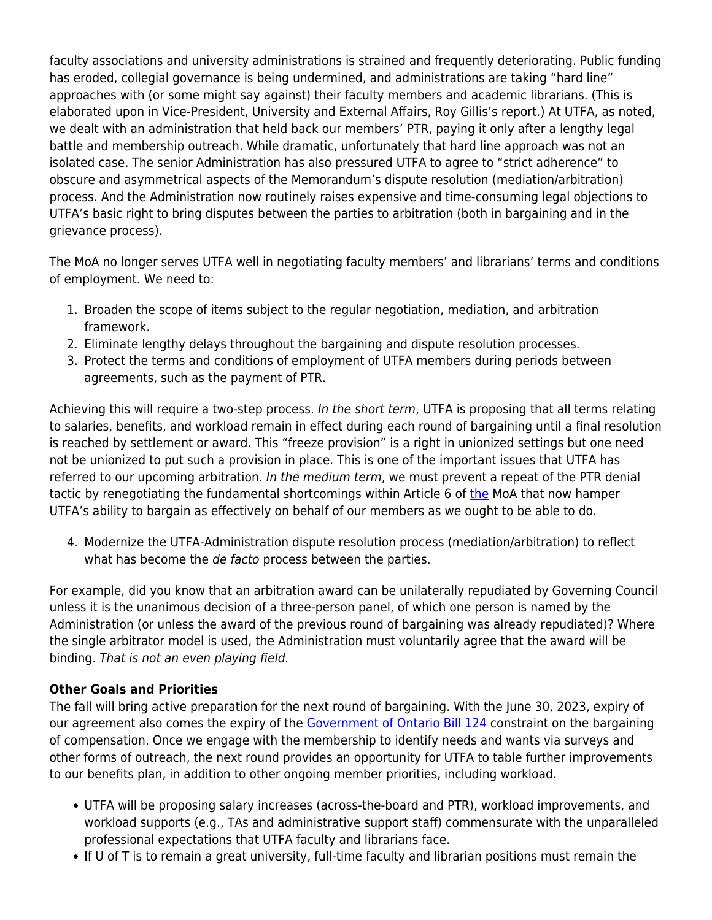faculty associations and university administrations is strained and frequently deteriorating. Public funding has eroded, collegial governance is being undermined, and administrations are taking "hard line" approaches with (or some might say against) their faculty members and academic librarians. (This is elaborated upon in Vice-President, University and External Affairs, Roy Gillis's report.) At UTFA, as noted, we dealt with an administration that held back our members' PTR, paying it only after a lengthy legal battle and membership outreach. While dramatic, unfortunately that hard line approach was not an isolated case. The senior Administration has also pressured UTFA to agree to "strict adherence" to obscure and asymmetrical aspects of the Memorandum's dispute resolution (mediation/arbitration) process. And the Administration now routinely raises expensive and time-consuming legal objections to UTFA's basic right to bring disputes between the parties to arbitration (both in bargaining and in the grievance process).

The MoA no longer serves UTFA well in negotiating faculty members' and librarians' terms and conditions of employment. We need to:

1. Broaden the scope of items subject to the regular negotiation, mediation, and arbitration framework.
2. Eliminate lengthy delays throughout the bargaining and dispute resolution processes.
3. Protect the terms and conditions of employment of UTFA members during periods between agreements, such as the payment of PTR.

Achieving this will require a two-step process. *In the short term*, UTFA is proposing that all terms relating to salaries, benefits, and workload remain in effect during each round of bargaining until a final resolution is reached by settlement or award. This "freeze provision" is a right in unionized settings but one need not be unionized to put such a provision in place. This is one of the important issues that UTFA has referred to our upcoming arbitration. *In the medium term*, we must prevent a repeat of the PTR denial tactic by renegotiating the fundamental shortcomings within Article 6 of the MoA that now hamper UTFA's ability to bargain as effectively on behalf of our members as we ought to be able to do.

4. Modernize the UTFA-Administration dispute resolution process (mediation/arbitration) to reflect what has become the *de facto* process between the parties.

For example, did you know that an arbitration award can be unilaterally repudiated by Governing Council unless it is the unanimous decision of a three-person panel, of which one person is named by the Administration (or unless the award of the previous round of bargaining was already repudiated)? Where the single arbitrator model is used, the Administration must voluntarily agree that the award will be binding. *That is not an even playing field.*

**Other Goals and Priorities**

The fall will bring active preparation for the next round of bargaining. With the June 30, 2023, expiry of our agreement also comes the expiry of the Government of Ontario Bill 124 constraint on the bargaining of compensation. Once we engage with the membership to identify needs and wants via surveys and other forms of outreach, the next round provides an opportunity for UTFA to table further improvements to our benefits plan, in addition to other ongoing member priorities, including workload.

- UTFA will be proposing salary increases (across-the-board and PTR), workload improvements, and workload supports (e.g., TAs and administrative support staff) commensurate with the unparalleled professional expectations that UTFA faculty and librarians face.
- If U of T is to remain a great university, full-time faculty and librarian positions must remain the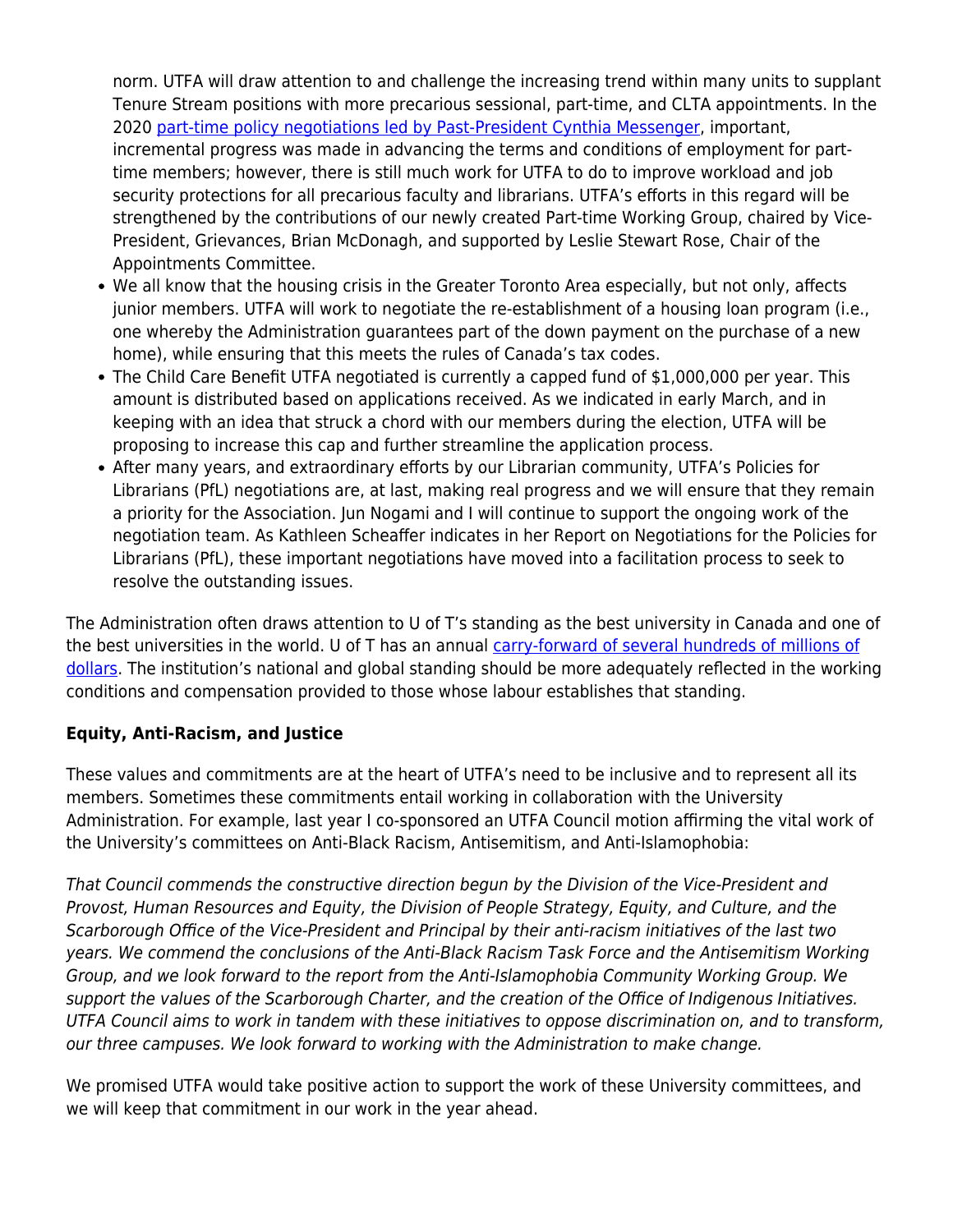norm. UTFA will draw attention to and challenge the increasing trend within many units to supplant Tenure Stream positions with more precarious sessional, part-time, and CLTA appointments. In the 2020 part-time policy negotiations led by Past-President Cynthia Messenger, important, incremental progress was made in advancing the terms and conditions of employment for part-time members; however, there is still much work for UTFA to do to improve workload and job security protections for all precarious faculty and librarians. UTFA's efforts in this regard will be strengthened by the contributions of our newly created Part-time Working Group, chaired by Vice-President, Grievances, Brian McDonagh, and supported by Leslie Stewart Rose, Chair of the Appointments Committee.

- We all know that the housing crisis in the Greater Toronto Area especially, but not only, affects junior members. UTFA will work to negotiate the re-establishment of a housing loan program (i.e., one whereby the Administration guarantees part of the down payment on the purchase of a new home), while ensuring that this meets the rules of Canada's tax codes.
- The Child Care Benefit UTFA negotiated is currently a capped fund of $1,000,000 per year. This amount is distributed based on applications received. As we indicated in early March, and in keeping with an idea that struck a chord with our members during the election, UTFA will be proposing to increase this cap and further streamline the application process.
- After many years, and extraordinary efforts by our Librarian community, UTFA's Policies for Librarians (PfL) negotiations are, at last, making real progress and we will ensure that they remain a priority for the Association. Jun Nogami and I will continue to support the ongoing work of the negotiation team. As Kathleen Scheaffer indicates in her Report on Negotiations for the Policies for Librarians (PfL), these important negotiations have moved into a facilitation process to seek to resolve the outstanding issues.

The Administration often draws attention to U of T's standing as the best university in Canada and one of the best universities in the world. U of T has an annual carry-forward of several hundreds of millions of dollars. The institution's national and global standing should be more adequately reflected in the working conditions and compensation provided to those whose labour establishes that standing.

**Equity, Anti-Racism, and Justice**

These values and commitments are at the heart of UTFA's need to be inclusive and to represent all its members. Sometimes these commitments entail working in collaboration with the University Administration. For example, last year I co-sponsored an UTFA Council motion affirming the vital work of the University's committees on Anti-Black Racism, Antisemitism, and Anti-Islamophobia:

*That Council commends the constructive direction begun by the Division of the Vice-President and Provost, Human Resources and Equity, the Division of People Strategy, Equity, and Culture, and the Scarborough Office of the Vice-President and Principal by their anti-racism initiatives of the last two years. We commend the conclusions of the Anti-Black Racism Task Force and the Antisemitism Working Group, and we look forward to the report from the Anti-Islamophobia Community Working Group. We support the values of the Scarborough Charter, and the creation of the Office of Indigenous Initiatives. UTFA Council aims to work in tandem with these initiatives to oppose discrimination on, and to transform, our three campuses. We look forward to working with the Administration to make change.*

We promised UTFA would take positive action to support the work of these University committees, and we will keep that commitment in our work in the year ahead.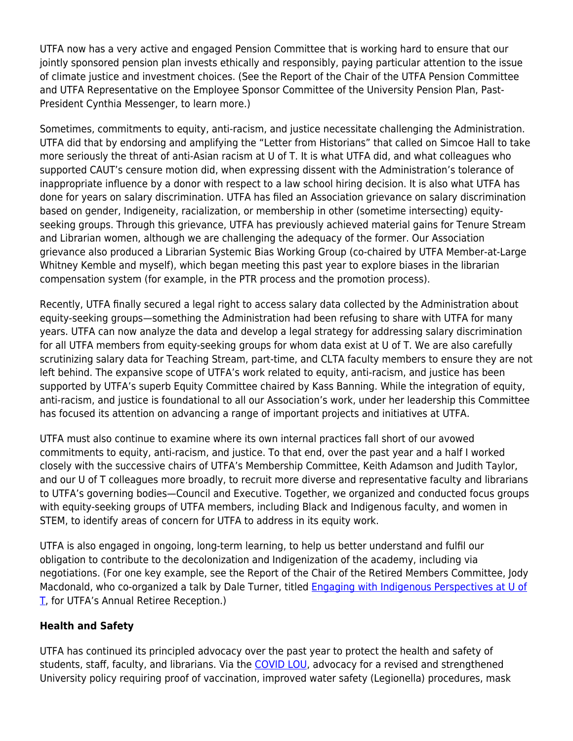UTFA now has a very active and engaged Pension Committee that is working hard to ensure that our jointly sponsored pension plan invests ethically and responsibly, paying particular attention to the issue of climate justice and investment choices. (See the Report of the Chair of the UTFA Pension Committee and UTFA Representative on the Employee Sponsor Committee of the University Pension Plan, Past-President Cynthia Messenger, to learn more.)

Sometimes, commitments to equity, anti-racism, and justice necessitate challenging the Administration. UTFA did that by endorsing and amplifying the "Letter from Historians" that called on Simcoe Hall to take more seriously the threat of anti-Asian racism at U of T. It is what UTFA did, and what colleagues who supported CAUT's censure motion did, when expressing dissent with the Administration's tolerance of inappropriate influence by a donor with respect to a law school hiring decision. It is also what UTFA has done for years on salary discrimination. UTFA has filed an Association grievance on salary discrimination based on gender, Indigeneity, racialization, or membership in other (sometime intersecting) equity-seeking groups. Through this grievance, UTFA has previously achieved material gains for Tenure Stream and Librarian women, although we are challenging the adequacy of the former. Our Association grievance also produced a Librarian Systemic Bias Working Group (co-chaired by UTFA Member-at-Large Whitney Kemble and myself), which began meeting this past year to explore biases in the librarian compensation system (for example, in the PTR process and the promotion process).

Recently, UTFA finally secured a legal right to access salary data collected by the Administration about equity-seeking groups—something the Administration had been refusing to share with UTFA for many years. UTFA can now analyze the data and develop a legal strategy for addressing salary discrimination for all UTFA members from equity-seeking groups for whom data exist at U of T. We are also carefully scrutinizing salary data for Teaching Stream, part-time, and CLTA faculty members to ensure they are not left behind. The expansive scope of UTFA's work related to equity, anti-racism, and justice has been supported by UTFA's superb Equity Committee chaired by Kass Banning. While the integration of equity, anti-racism, and justice is foundational to all our Association's work, under her leadership this Committee has focused its attention on advancing a range of important projects and initiatives at UTFA.

UTFA must also continue to examine where its own internal practices fall short of our avowed commitments to equity, anti-racism, and justice. To that end, over the past year and a half I worked closely with the successive chairs of UTFA's Membership Committee, Keith Adamson and Judith Taylor, and our U of T colleagues more broadly, to recruit more diverse and representative faculty and librarians to UTFA's governing bodies—Council and Executive. Together, we organized and conducted focus groups with equity-seeking groups of UTFA members, including Black and Indigenous faculty, and women in STEM, to identify areas of concern for UTFA to address in its equity work.

UTFA is also engaged in ongoing, long-term learning, to help us better understand and fulfil our obligation to contribute to the decolonization and Indigenization of the academy, including via negotiations. (For one key example, see the Report of the Chair of the Retired Members Committee, Jody Macdonald, who co-organized a talk by Dale Turner, titled Engaging with Indigenous Perspectives at U of T, for UTFA's Annual Retiree Reception.)

**Health and Safety**

UTFA has continued its principled advocacy over the past year to protect the health and safety of students, staff, faculty, and librarians. Via the COVID LOU, advocacy for a revised and strengthened University policy requiring proof of vaccination, improved water safety (Legionella) procedures, mask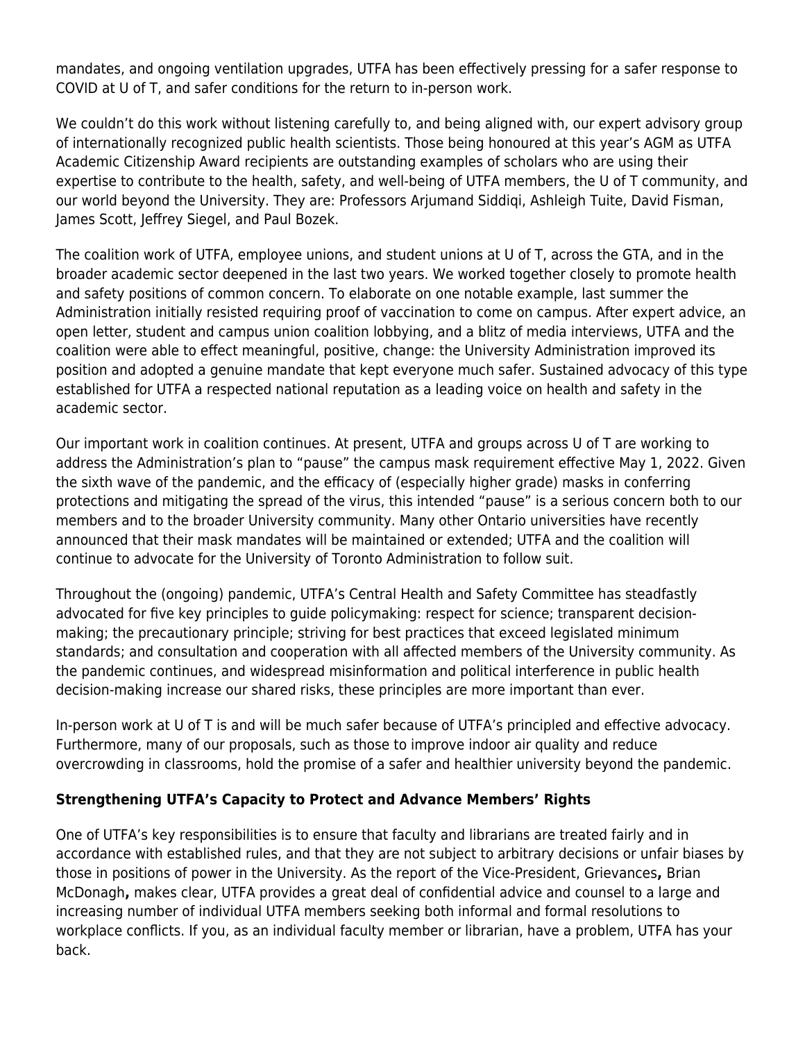mandates, and ongoing ventilation upgrades, UTFA has been effectively pressing for a safer response to COVID at U of T, and safer conditions for the return to in-person work.

We couldn't do this work without listening carefully to, and being aligned with, our expert advisory group of internationally recognized public health scientists. Those being honoured at this year's AGM as UTFA Academic Citizenship Award recipients are outstanding examples of scholars who are using their expertise to contribute to the health, safety, and well-being of UTFA members, the U of T community, and our world beyond the University. They are: Professors Arjumand Siddiqi, Ashleigh Tuite, David Fisman, James Scott, Jeffrey Siegel, and Paul Bozek.

The coalition work of UTFA, employee unions, and student unions at U of T, across the GTA, and in the broader academic sector deepened in the last two years. We worked together closely to promote health and safety positions of common concern. To elaborate on one notable example, last summer the Administration initially resisted requiring proof of vaccination to come on campus. After expert advice, an open letter, student and campus union coalition lobbying, and a blitz of media interviews, UTFA and the coalition were able to effect meaningful, positive, change: the University Administration improved its position and adopted a genuine mandate that kept everyone much safer. Sustained advocacy of this type established for UTFA a respected national reputation as a leading voice on health and safety in the academic sector.

Our important work in coalition continues. At present, UTFA and groups across U of T are working to address the Administration's plan to "pause" the campus mask requirement effective May 1, 2022. Given the sixth wave of the pandemic, and the efficacy of (especially higher grade) masks in conferring protections and mitigating the spread of the virus, this intended "pause" is a serious concern both to our members and to the broader University community. Many other Ontario universities have recently announced that their mask mandates will be maintained or extended; UTFA and the coalition will continue to advocate for the University of Toronto Administration to follow suit.

Throughout the (ongoing) pandemic, UTFA's Central Health and Safety Committee has steadfastly advocated for five key principles to guide policymaking: respect for science; transparent decision-making; the precautionary principle; striving for best practices that exceed legislated minimum standards; and consultation and cooperation with all affected members of the University community. As the pandemic continues, and widespread misinformation and political interference in public health decision-making increase our shared risks, these principles are more important than ever.

In-person work at U of T is and will be much safer because of UTFA's principled and effective advocacy. Furthermore, many of our proposals, such as those to improve indoor air quality and reduce overcrowding in classrooms, hold the promise of a safer and healthier university beyond the pandemic.

**Strengthening UTFA's Capacity to Protect and Advance Members' Rights**

One of UTFA's key responsibilities is to ensure that faculty and librarians are treated fairly and in accordance with established rules, and that they are not subject to arbitrary decisions or unfair biases by those in positions of power in the University. As the report of the Vice-President, Grievances**,** Brian McDonagh**,** makes clear, UTFA provides a great deal of confidential advice and counsel to a large and increasing number of individual UTFA members seeking both informal and formal resolutions to workplace conflicts. If you, as an individual faculty member or librarian, have a problem, UTFA has your back.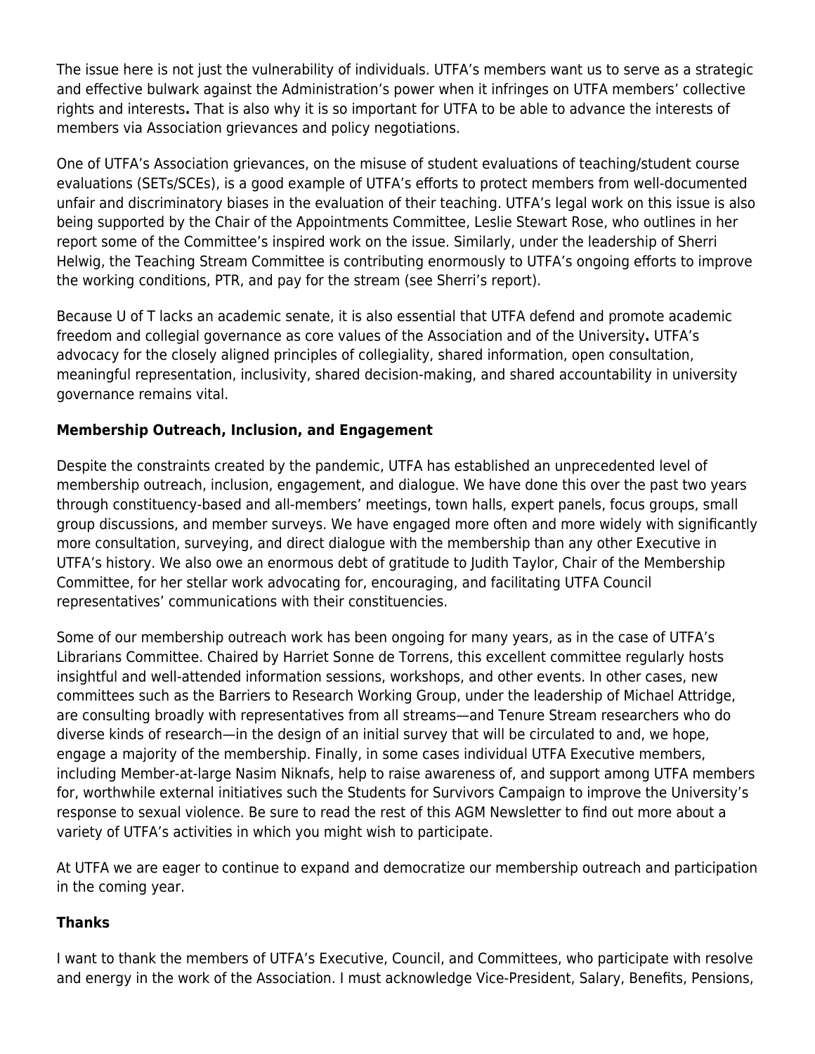The issue here is not just the vulnerability of individuals. UTFA's members want us to serve as a strategic and effective bulwark against the Administration's power when it infringes on UTFA members' collective rights and interests**.** That is also why it is so important for UTFA to be able to advance the interests of members via Association grievances and policy negotiations.

One of UTFA's Association grievances, on the misuse of student evaluations of teaching/student course evaluations (SETs/SCEs), is a good example of UTFA's efforts to protect members from well-documented unfair and discriminatory biases in the evaluation of their teaching. UTFA's legal work on this issue is also being supported by the Chair of the Appointments Committee, Leslie Stewart Rose, who outlines in her report some of the Committee's inspired work on the issue. Similarly, under the leadership of Sherri Helwig, the Teaching Stream Committee is contributing enormously to UTFA's ongoing efforts to improve the working conditions, PTR, and pay for the stream (see Sherri's report).

Because U of T lacks an academic senate, it is also essential that UTFA defend and promote academic freedom and collegial governance as core values of the Association and of the University**.** UTFA's advocacy for the closely aligned principles of collegiality, shared information, open consultation, meaningful representation, inclusivity, shared decision-making, and shared accountability in university governance remains vital.

**Membership Outreach, Inclusion, and Engagement**

Despite the constraints created by the pandemic, UTFA has established an unprecedented level of membership outreach, inclusion, engagement, and dialogue. We have done this over the past two years through constituency-based and all-members' meetings, town halls, expert panels, focus groups, small group discussions, and member surveys. We have engaged more often and more widely with significantly more consultation, surveying, and direct dialogue with the membership than any other Executive in UTFA's history. We also owe an enormous debt of gratitude to Judith Taylor, Chair of the Membership Committee, for her stellar work advocating for, encouraging, and facilitating UTFA Council representatives' communications with their constituencies.

Some of our membership outreach work has been ongoing for many years, as in the case of UTFA's Librarians Committee. Chaired by Harriet Sonne de Torrens, this excellent committee regularly hosts insightful and well-attended information sessions, workshops, and other events. In other cases, new committees such as the Barriers to Research Working Group, under the leadership of Michael Attridge, are consulting broadly with representatives from all streams—and Tenure Stream researchers who do diverse kinds of research—in the design of an initial survey that will be circulated to and, we hope, engage a majority of the membership. Finally, in some cases individual UTFA Executive members, including Member-at-large Nasim Niknafs, help to raise awareness of, and support among UTFA members for, worthwhile external initiatives such the Students for Survivors Campaign to improve the University's response to sexual violence. Be sure to read the rest of this AGM Newsletter to find out more about a variety of UTFA's activities in which you might wish to participate.

At UTFA we are eager to continue to expand and democratize our membership outreach and participation in the coming year.

**Thanks**

I want to thank the members of UTFA's Executive, Council, and Committees, who participate with resolve and energy in the work of the Association. I must acknowledge Vice-President, Salary, Benefits, Pensions,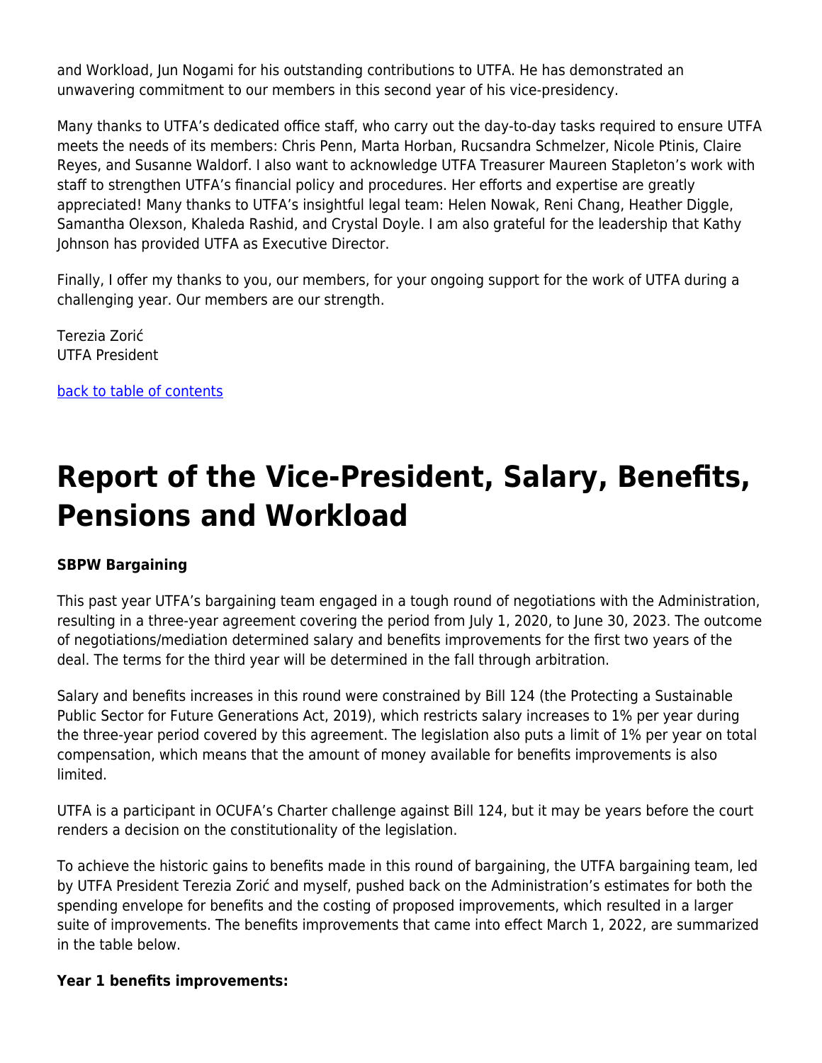and Workload, Jun Nogami for his outstanding contributions to UTFA. He has demonstrated an unwavering commitment to our members in this second year of his vice-presidency.

Many thanks to UTFA's dedicated office staff, who carry out the day-to-day tasks required to ensure UTFA meets the needs of its members: Chris Penn, Marta Horban, Rucsandra Schmelzer, Nicole Ptinis, Claire Reyes, and Susanne Waldorf. I also want to acknowledge UTFA Treasurer Maureen Stapleton's work with staff to strengthen UTFA's financial policy and procedures. Her efforts and expertise are greatly appreciated! Many thanks to UTFA's insightful legal team: Helen Nowak, Reni Chang, Heather Diggle, Samantha Olexson, Khaleda Rashid, and Crystal Doyle. I am also grateful for the leadership that Kathy Johnson has provided UTFA as Executive Director.

Finally, I offer my thanks to you, our members, for your ongoing support for the work of UTFA during a challenging year. Our members are our strength.

Terezia Zorić
UTFA President

[back to table of contents]

# Report of the Vice-President, Salary, Benefits, Pensions and Workload

**SBPW Bargaining**

This past year UTFA's bargaining team engaged in a tough round of negotiations with the Administration, resulting in a three-year agreement covering the period from July 1, 2020, to June 30, 2023. The outcome of negotiations/mediation determined salary and benefits improvements for the first two years of the deal. The terms for the third year will be determined in the fall through arbitration.

Salary and benefits increases in this round were constrained by Bill 124 (the Protecting a Sustainable Public Sector for Future Generations Act, 2019), which restricts salary increases to 1% per year during the three-year period covered by this agreement. The legislation also puts a limit of 1% per year on total compensation, which means that the amount of money available for benefits improvements is also limited.

UTFA is a participant in OCUFA's Charter challenge against Bill 124, but it may be years before the court renders a decision on the constitutionality of the legislation.

To achieve the historic gains to benefits made in this round of bargaining, the UTFA bargaining team, led by UTFA President Terezia Zorić and myself, pushed back on the Administration's estimates for both the spending envelope for benefits and the costing of proposed improvements, which resulted in a larger suite of improvements. The benefits improvements that came into effect March 1, 2022, are summarized in the table below.

**Year 1 benefits improvements:**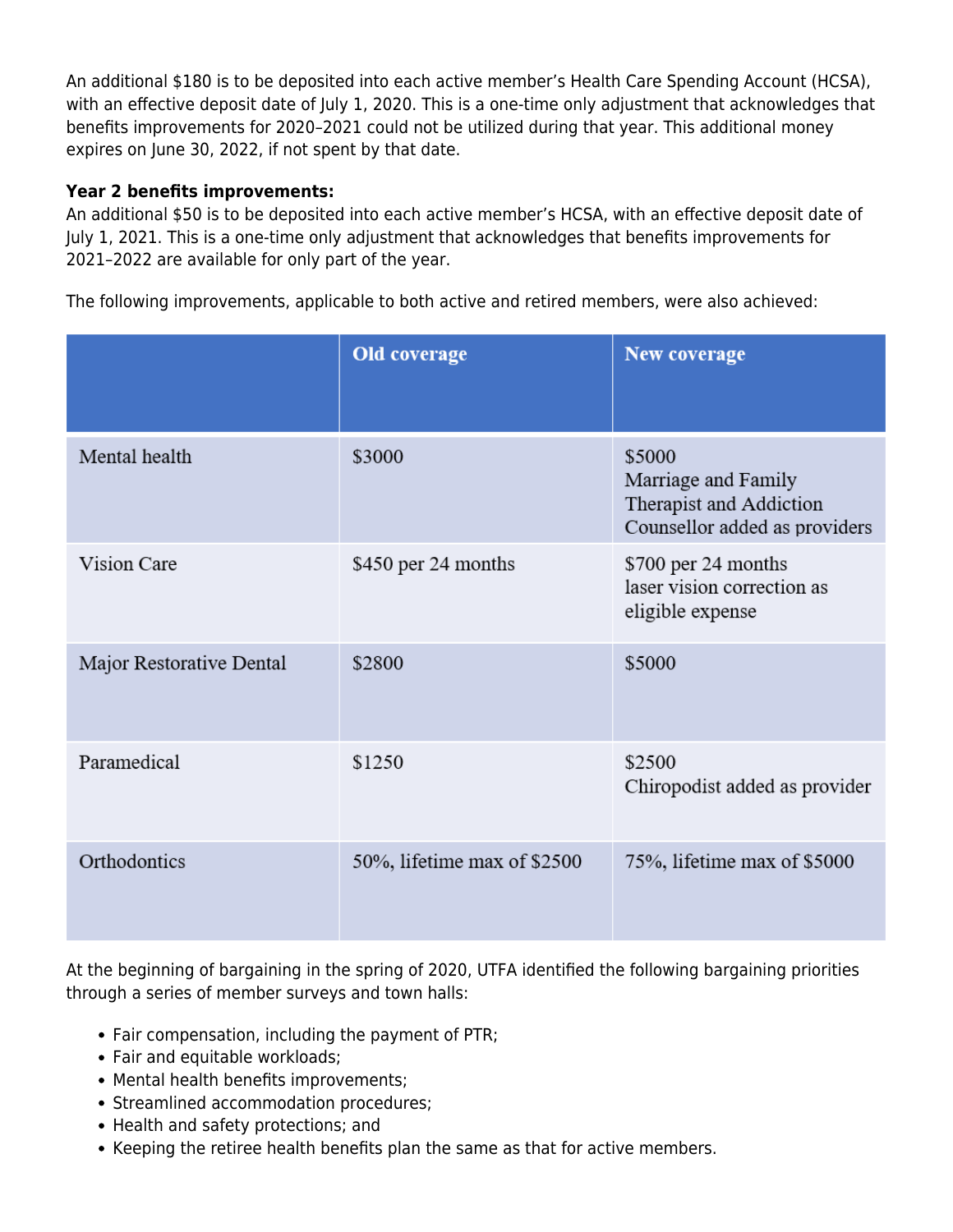An additional $180 is to be deposited into each active member's Health Care Spending Account (HCSA), with an effective deposit date of July 1, 2020. This is a one-time only adjustment that acknowledges that benefits improvements for 2020–2021 could not be utilized during that year. This additional money expires on June 30, 2022, if not spent by that date.

**Year 2 benefits improvements:**
An additional $50 is to be deposited into each active member's HCSA, with an effective deposit date of July 1, 2021. This is a one-time only adjustment that acknowledges that benefits improvements for 2021–2022 are available for only part of the year.

The following improvements, applicable to both active and retired members, were also achieved:

| | Old coverage | New coverage |
|---|---|---|
| Mental health | $3000 | $5000<br>Marriage and Family Therapist and Addiction Counsellor added as providers |
| Vision Care | $450 per 24 months | $700 per 24 months<br>laser vision correction as eligible expense |
| Major Restorative Dental | $2800 | $5000 |
| Paramedical | $1250 | $2500<br>Chiropodist added as provider |
| Orthodontics | 50%, lifetime max of $2500 | 75%, lifetime max of $5000 |

At the beginning of bargaining in the spring of 2020, UTFA identified the following bargaining priorities through a series of member surveys and town halls:

- Fair compensation, including the payment of PTR;
- Fair and equitable workloads;
- Mental health benefits improvements;
- Streamlined accommodation procedures;
- Health and safety protections; and
- Keeping the retiree health benefits plan the same as that for active members.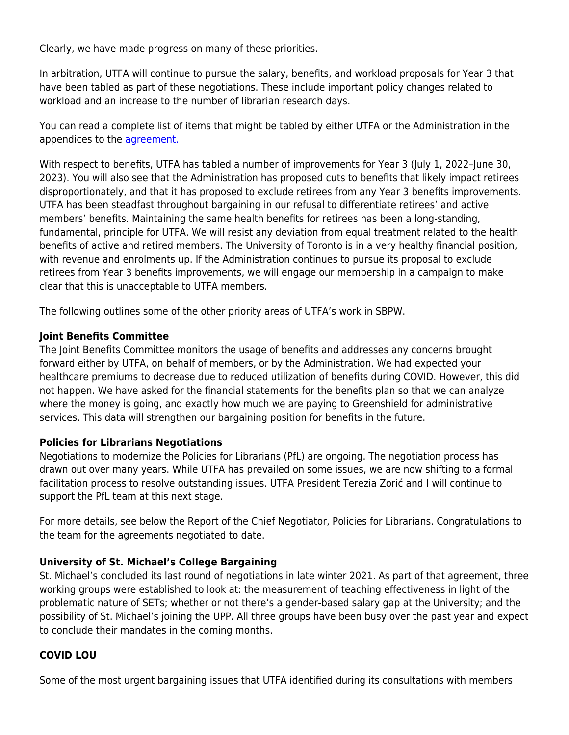Clearly, we have made progress on many of these priorities.

In arbitration, UTFA will continue to pursue the salary, benefits, and workload proposals for Year 3 that have been tabled as part of these negotiations. These include important policy changes related to workload and an increase to the number of librarian research days.

You can read a complete list of items that might be tabled by either UTFA or the Administration in the appendices to the agreement.

With respect to benefits, UTFA has tabled a number of improvements for Year 3 (July 1, 2022–June 30, 2023). You will also see that the Administration has proposed cuts to benefits that likely impact retirees disproportionately, and that it has proposed to exclude retirees from any Year 3 benefits improvements. UTFA has been steadfast throughout bargaining in our refusal to differentiate retirees' and active members' benefits. Maintaining the same health benefits for retirees has been a long-standing, fundamental, principle for UTFA. We will resist any deviation from equal treatment related to the health benefits of active and retired members. The University of Toronto is in a very healthy financial position, with revenue and enrolments up. If the Administration continues to pursue its proposal to exclude retirees from Year 3 benefits improvements, we will engage our membership in a campaign to make clear that this is unacceptable to UTFA members.

The following outlines some of the other priority areas of UTFA's work in SBPW.

**Joint Benefits Committee**
The Joint Benefits Committee monitors the usage of benefits and addresses any concerns brought forward either by UTFA, on behalf of members, or by the Administration. We had expected your healthcare premiums to decrease due to reduced utilization of benefits during COVID. However, this did not happen. We have asked for the financial statements for the benefits plan so that we can analyze where the money is going, and exactly how much we are paying to Greenshield for administrative services. This data will strengthen our bargaining position for benefits in the future.

**Policies for Librarians Negotiations**
Negotiations to modernize the Policies for Librarians (PfL) are ongoing. The negotiation process has drawn out over many years. While UTFA has prevailed on some issues, we are now shifting to a formal facilitation process to resolve outstanding issues. UTFA President Terezia Zorić and I will continue to support the PfL team at this next stage.

For more details, see below the Report of the Chief Negotiator, Policies for Librarians. Congratulations to the team for the agreements negotiated to date.

**University of St. Michael's College Bargaining**
St. Michael's concluded its last round of negotiations in late winter 2021. As part of that agreement, three working groups were established to look at: the measurement of teaching effectiveness in light of the problematic nature of SETs; whether or not there's a gender-based salary gap at the University; and the possibility of St. Michael's joining the UPP. All three groups have been busy over the past year and expect to conclude their mandates in the coming months.

**COVID LOU**

Some of the most urgent bargaining issues that UTFA identified during its consultations with members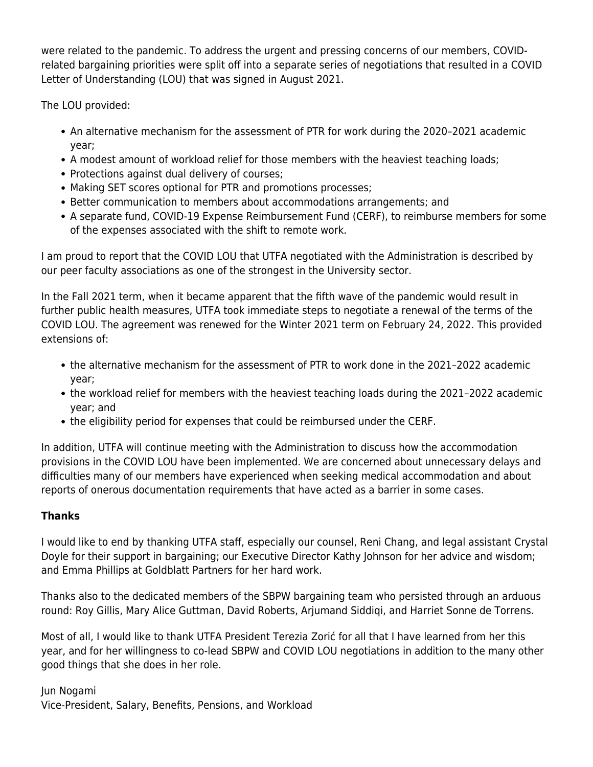were related to the pandemic. To address the urgent and pressing concerns of our members, COVID-related bargaining priorities were split off into a separate series of negotiations that resulted in a COVID Letter of Understanding (LOU) that was signed in August 2021.

The LOU provided:

- An alternative mechanism for the assessment of PTR for work during the 2020–2021 academic year;
- A modest amount of workload relief for those members with the heaviest teaching loads;
- Protections against dual delivery of courses;
- Making SET scores optional for PTR and promotions processes;
- Better communication to members about accommodations arrangements; and
- A separate fund, COVID-19 Expense Reimbursement Fund (CERF), to reimburse members for some of the expenses associated with the shift to remote work.

I am proud to report that the COVID LOU that UTFA negotiated with the Administration is described by our peer faculty associations as one of the strongest in the University sector.

In the Fall 2021 term, when it became apparent that the fifth wave of the pandemic would result in further public health measures, UTFA took immediate steps to negotiate a renewal of the terms of the COVID LOU. The agreement was renewed for the Winter 2021 term on February 24, 2022. This provided extensions of:

- the alternative mechanism for the assessment of PTR to work done in the 2021–2022 academic year;
- the workload relief for members with the heaviest teaching loads during the 2021–2022 academic year; and
- the eligibility period for expenses that could be reimbursed under the CERF.

In addition, UTFA will continue meeting with the Administration to discuss how the accommodation provisions in the COVID LOU have been implemented. We are concerned about unnecessary delays and difficulties many of our members have experienced when seeking medical accommodation and about reports of onerous documentation requirements that have acted as a barrier in some cases.

**Thanks**

I would like to end by thanking UTFA staff, especially our counsel, Reni Chang, and legal assistant Crystal Doyle for their support in bargaining; our Executive Director Kathy Johnson for her advice and wisdom; and Emma Phillips at Goldblatt Partners for her hard work.

Thanks also to the dedicated members of the SBPW bargaining team who persisted through an arduous round: Roy Gillis, Mary Alice Guttman, David Roberts, Arjumand Siddiqi, and Harriet Sonne de Torrens.

Most of all, I would like to thank UTFA President Terezia Zorić for all that I have learned from her this year, and for her willingness to co-lead SBPW and COVID LOU negotiations in addition to the many other good things that she does in her role.

Jun Nogami
Vice-President, Salary, Benefits, Pensions, and Workload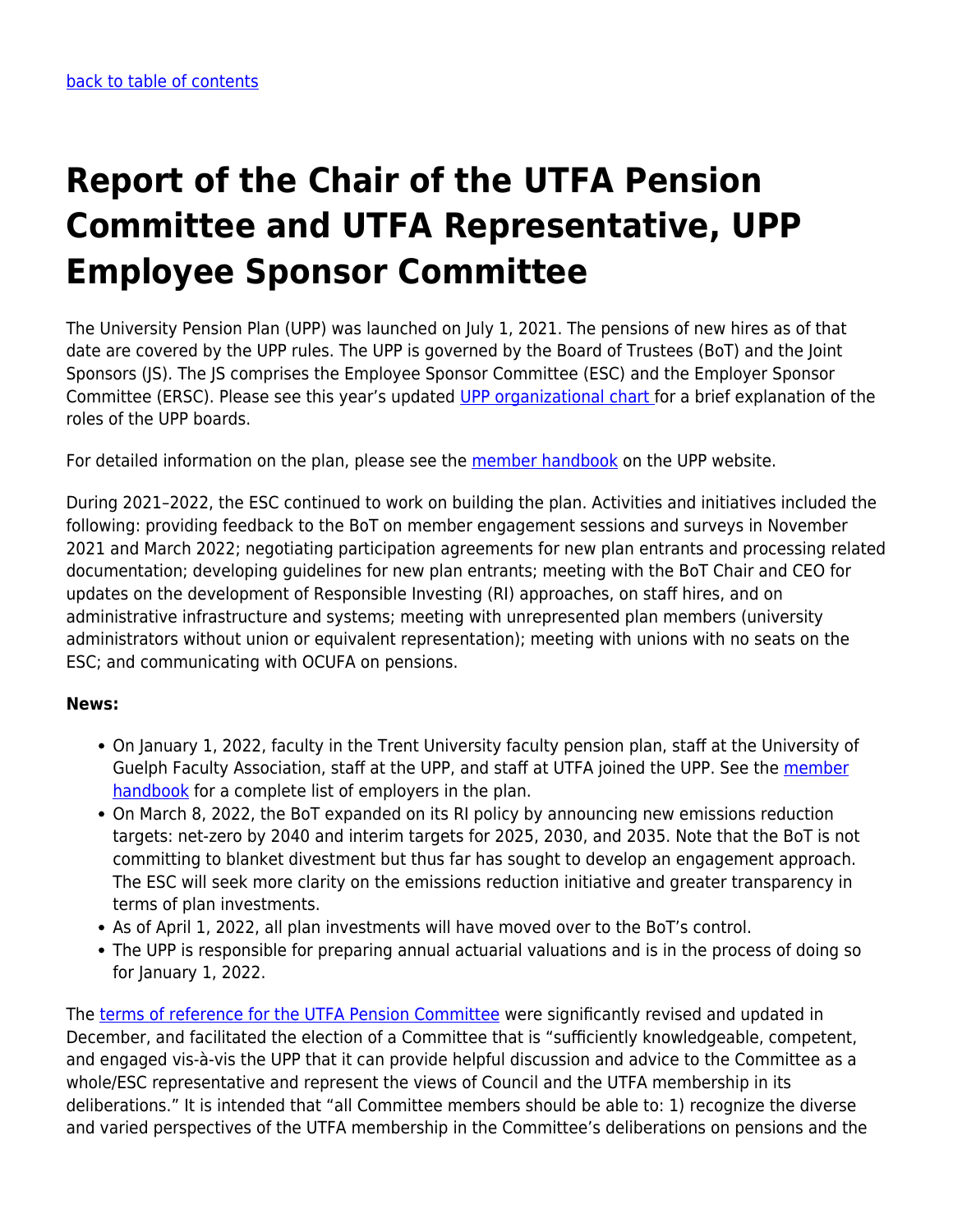[back to table of contents](#)

# Report of the Chair of the UTFA Pension Committee and UTFA Representative, UPP Employee Sponsor Committee

The University Pension Plan (UPP) was launched on July 1, 2021. The pensions of new hires as of that date are covered by the UPP rules. The UPP is governed by the Board of Trustees (BoT) and the Joint Sponsors (JS). The JS comprises the Employee Sponsor Committee (ESC) and the Employer Sponsor Committee (ERSC). Please see this year's updated [UPP organizational chart](#) for a brief explanation of the roles of the UPP boards.

For detailed information on the plan, please see the [member handbook](#) on the UPP website.

During 2021–2022, the ESC continued to work on building the plan. Activities and initiatives included the following: providing feedback to the BoT on member engagement sessions and surveys in November 2021 and March 2022; negotiating participation agreements for new plan entrants and processing related documentation; developing guidelines for new plan entrants; meeting with the BoT Chair and CEO for updates on the development of Responsible Investing (RI) approaches, on staff hires, and on administrative infrastructure and systems; meeting with unrepresented plan members (university administrators without union or equivalent representation); meeting with unions with no seats on the ESC; and communicating with OCUFA on pensions.

**News:**

- On January 1, 2022, faculty in the Trent University faculty pension plan, staff at the University of Guelph Faculty Association, staff at the UPP, and staff at UTFA joined the UPP. See the [member handbook](#) for a complete list of employers in the plan.
- On March 8, 2022, the BoT expanded on its RI policy by announcing new emissions reduction targets: net-zero by 2040 and interim targets for 2025, 2030, and 2035. Note that the BoT is not committing to blanket divestment but thus far has sought to develop an engagement approach. The ESC will seek more clarity on the emissions reduction initiative and greater transparency in terms of plan investments.
- As of April 1, 2022, all plan investments will have moved over to the BoT's control.
- The UPP is responsible for preparing annual actuarial valuations and is in the process of doing so for January 1, 2022.

The [terms of reference for the UTFA Pension Committee](#) were significantly revised and updated in December, and facilitated the election of a Committee that is "sufficiently knowledgeable, competent, and engaged vis-à-vis the UPP that it can provide helpful discussion and advice to the Committee as a whole/ESC representative and represent the views of Council and the UTFA membership in its deliberations." It is intended that "all Committee members should be able to: 1) recognize the diverse and varied perspectives of the UTFA membership in the Committee's deliberations on pensions and the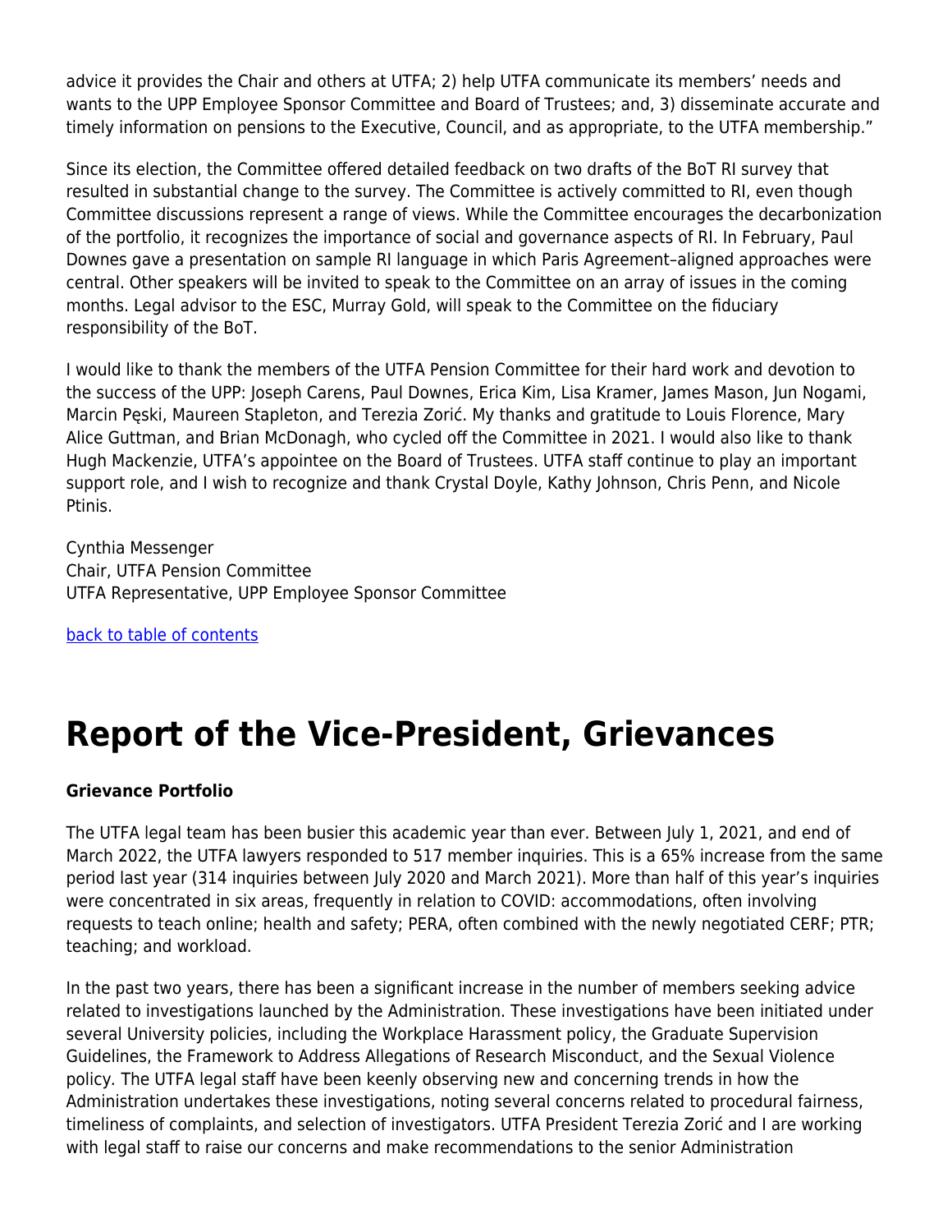advice it provides the Chair and others at UTFA; 2) help UTFA communicate its members' needs and wants to the UPP Employee Sponsor Committee and Board of Trustees; and, 3) disseminate accurate and timely information on pensions to the Executive, Council, and as appropriate, to the UTFA membership."

Since its election, the Committee offered detailed feedback on two drafts of the BoT RI survey that resulted in substantial change to the survey. The Committee is actively committed to RI, even though Committee discussions represent a range of views. While the Committee encourages the decarbonization of the portfolio, it recognizes the importance of social and governance aspects of RI. In February, Paul Downes gave a presentation on sample RI language in which Paris Agreement–aligned approaches were central. Other speakers will be invited to speak to the Committee on an array of issues in the coming months. Legal advisor to the ESC, Murray Gold, will speak to the Committee on the fiduciary responsibility of the BoT.

I would like to thank the members of the UTFA Pension Committee for their hard work and devotion to the success of the UPP: Joseph Carens, Paul Downes, Erica Kim, Lisa Kramer, James Mason, Jun Nogami, Marcin Pęski, Maureen Stapleton, and Terezia Zorić. My thanks and gratitude to Louis Florence, Mary Alice Guttman, and Brian McDonagh, who cycled off the Committee in 2021. I would also like to thank Hugh Mackenzie, UTFA's appointee on the Board of Trustees. UTFA staff continue to play an important support role, and I wish to recognize and thank Crystal Doyle, Kathy Johnson, Chris Penn, and Nicole Ptinis.

Cynthia Messenger
Chair, UTFA Pension Committee
UTFA Representative, UPP Employee Sponsor Committee

back to table of contents

# Report of the Vice-President, Grievances

**Grievance Portfolio**

The UTFA legal team has been busier this academic year than ever. Between July 1, 2021, and end of March 2022, the UTFA lawyers responded to 517 member inquiries. This is a 65% increase from the same period last year (314 inquiries between July 2020 and March 2021). More than half of this year's inquiries were concentrated in six areas, frequently in relation to COVID: accommodations, often involving requests to teach online; health and safety; PERA, often combined with the newly negotiated CERF; PTR; teaching; and workload.

In the past two years, there has been a significant increase in the number of members seeking advice related to investigations launched by the Administration. These investigations have been initiated under several University policies, including the Workplace Harassment policy, the Graduate Supervision Guidelines, the Framework to Address Allegations of Research Misconduct, and the Sexual Violence policy. The UTFA legal staff have been keenly observing new and concerning trends in how the Administration undertakes these investigations, noting several concerns related to procedural fairness, timeliness of complaints, and selection of investigators. UTFA President Terezia Zorić and I are working with legal staff to raise our concerns and make recommendations to the senior Administration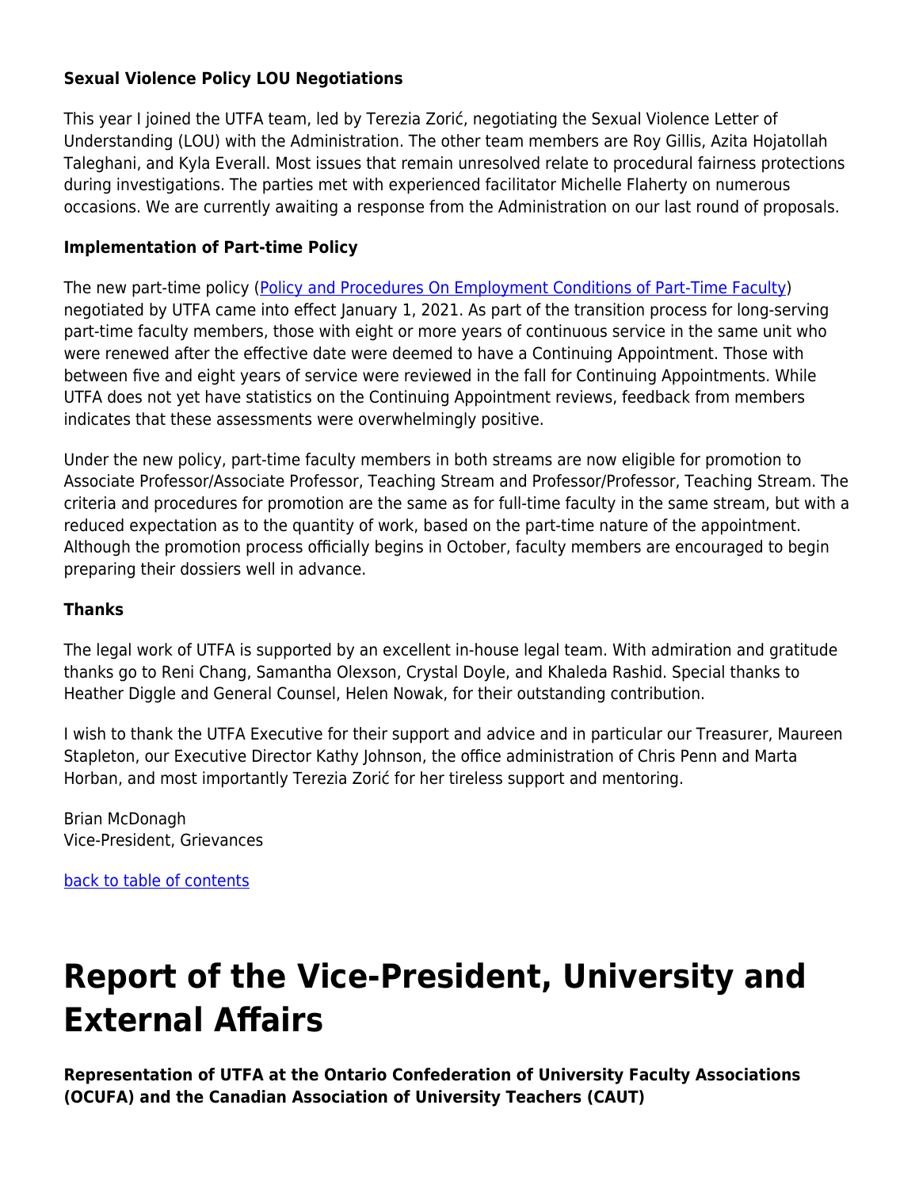### Sexual Violence Policy LOU Negotiations

This year I joined the UTFA team, led by Terezia Zorić, negotiating the Sexual Violence Letter of Understanding (LOU) with the Administration. The other team members are Roy Gillis, Azita Hojatollah Taleghani, and Kyla Everall. Most issues that remain unresolved relate to procedural fairness protections during investigations. The parties met with experienced facilitator Michelle Flaherty on numerous occasions. We are currently awaiting a response from the Administration on our last round of proposals.

### Implementation of Part-time Policy

The new part-time policy (Policy and Procedures On Employment Conditions of Part-Time Faculty) negotiated by UTFA came into effect January 1, 2021. As part of the transition process for long-serving part-time faculty members, those with eight or more years of continuous service in the same unit who were renewed after the effective date were deemed to have a Continuing Appointment. Those with between five and eight years of service were reviewed in the fall for Continuing Appointments. While UTFA does not yet have statistics on the Continuing Appointment reviews, feedback from members indicates that these assessments were overwhelmingly positive.

Under the new policy, part-time faculty members in both streams are now eligible for promotion to Associate Professor/Associate Professor, Teaching Stream and Professor/Professor, Teaching Stream. The criteria and procedures for promotion are the same as for full-time faculty in the same stream, but with a reduced expectation as to the quantity of work, based on the part-time nature of the appointment. Although the promotion process officially begins in October, faculty members are encouraged to begin preparing their dossiers well in advance.

### Thanks

The legal work of UTFA is supported by an excellent in-house legal team. With admiration and gratitude thanks go to Reni Chang, Samantha Olexson, Crystal Doyle, and Khaleda Rashid. Special thanks to Heather Diggle and General Counsel, Helen Nowak, for their outstanding contribution.

I wish to thank the UTFA Executive for their support and advice and in particular our Treasurer, Maureen Stapleton, our Executive Director Kathy Johnson, the office administration of Chris Penn and Marta Horban, and most importantly Terezia Zorić for her tireless support and mentoring.

Brian McDonagh
Vice-President, Grievances

back to table of contents

# Report of the Vice-President, University and External Affairs

### Representation of UTFA at the Ontario Confederation of University Faculty Associations (OCUFA) and the Canadian Association of University Teachers (CAUT)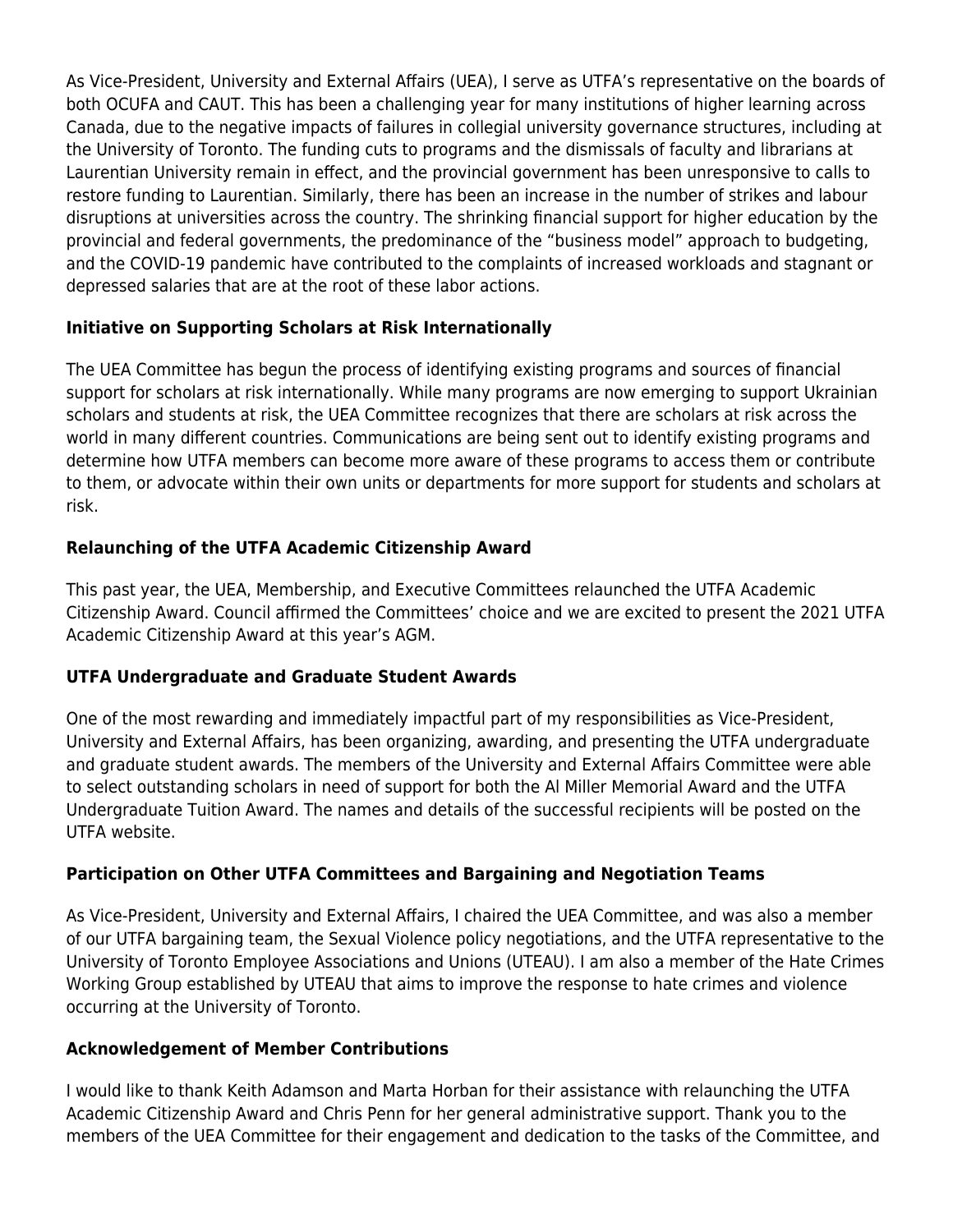As Vice-President, University and External Affairs (UEA), I serve as UTFA's representative on the boards of both OCUFA and CAUT. This has been a challenging year for many institutions of higher learning across Canada, due to the negative impacts of failures in collegial university governance structures, including at the University of Toronto. The funding cuts to programs and the dismissals of faculty and librarians at Laurentian University remain in effect, and the provincial government has been unresponsive to calls to restore funding to Laurentian. Similarly, there has been an increase in the number of strikes and labour disruptions at universities across the country. The shrinking financial support for higher education by the provincial and federal governments, the predominance of the "business model" approach to budgeting, and the COVID-19 pandemic have contributed to the complaints of increased workloads and stagnant or depressed salaries that are at the root of these labor actions.

### Initiative on Supporting Scholars at Risk Internationally

The UEA Committee has begun the process of identifying existing programs and sources of financial support for scholars at risk internationally. While many programs are now emerging to support Ukrainian scholars and students at risk, the UEA Committee recognizes that there are scholars at risk across the world in many different countries. Communications are being sent out to identify existing programs and determine how UTFA members can become more aware of these programs to access them or contribute to them, or advocate within their own units or departments for more support for students and scholars at risk.

### Relaunching of the UTFA Academic Citizenship Award

This past year, the UEA, Membership, and Executive Committees relaunched the UTFA Academic Citizenship Award. Council affirmed the Committees' choice and we are excited to present the 2021 UTFA Academic Citizenship Award at this year's AGM.

### UTFA Undergraduate and Graduate Student Awards

One of the most rewarding and immediately impactful part of my responsibilities as Vice-President, University and External Affairs, has been organizing, awarding, and presenting the UTFA undergraduate and graduate student awards. The members of the University and External Affairs Committee were able to select outstanding scholars in need of support for both the Al Miller Memorial Award and the UTFA Undergraduate Tuition Award. The names and details of the successful recipients will be posted on the UTFA website.

### Participation on Other UTFA Committees and Bargaining and Negotiation Teams

As Vice-President, University and External Affairs, I chaired the UEA Committee, and was also a member of our UTFA bargaining team, the Sexual Violence policy negotiations, and the UTFA representative to the University of Toronto Employee Associations and Unions (UTEAU). I am also a member of the Hate Crimes Working Group established by UTEAU that aims to improve the response to hate crimes and violence occurring at the University of Toronto.

### Acknowledgement of Member Contributions

I would like to thank Keith Adamson and Marta Horban for their assistance with relaunching the UTFA Academic Citizenship Award and Chris Penn for her general administrative support. Thank you to the members of the UEA Committee for their engagement and dedication to the tasks of the Committee, and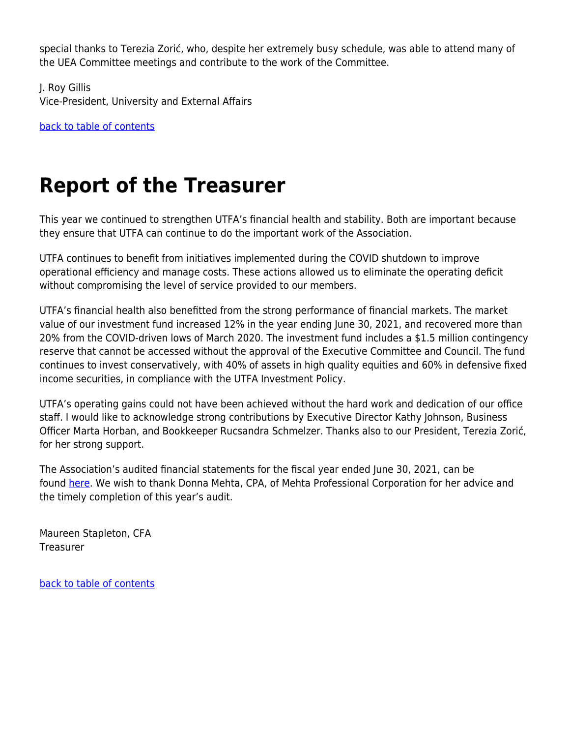special thanks to Terezia Zorić, who, despite her extremely busy schedule, was able to attend many of the UEA Committee meetings and contribute to the work of the Committee.

J. Roy Gillis
Vice-President, University and External Affairs

back to table of contents

# Report of the Treasurer

This year we continued to strengthen UTFA's financial health and stability. Both are important because they ensure that UTFA can continue to do the important work of the Association.

UTFA continues to benefit from initiatives implemented during the COVID shutdown to improve operational efficiency and manage costs. These actions allowed us to eliminate the operating deficit without compromising the level of service provided to our members.

UTFA's financial health also benefitted from the strong performance of financial markets. The market value of our investment fund increased 12% in the year ending June 30, 2021, and recovered more than 20% from the COVID-driven lows of March 2020. The investment fund includes a $1.5 million contingency reserve that cannot be accessed without the approval of the Executive Committee and Council. The fund continues to invest conservatively, with 40% of assets in high quality equities and 60% in defensive fixed income securities, in compliance with the UTFA Investment Policy.

UTFA's operating gains could not have been achieved without the hard work and dedication of our office staff. I would like to acknowledge strong contributions by Executive Director Kathy Johnson, Business Officer Marta Horban, and Bookkeeper Rucsandra Schmelzer. Thanks also to our President, Terezia Zorić, for her strong support.

The Association's audited financial statements for the fiscal year ended June 30, 2021, can be found here. We wish to thank Donna Mehta, CPA, of Mehta Professional Corporation for her advice and the timely completion of this year's audit.

Maureen Stapleton, CFA
Treasurer

back to table of contents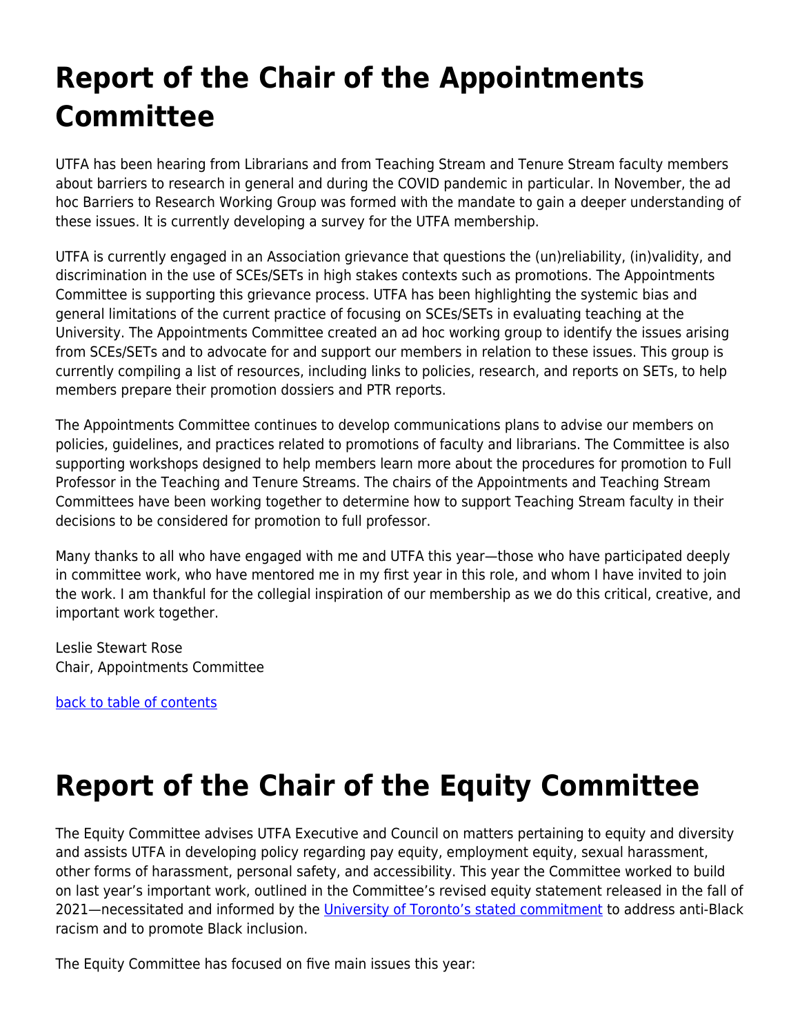# Report of the Chair of the Appointments Committee

UTFA has been hearing from Librarians and from Teaching Stream and Tenure Stream faculty members about barriers to research in general and during the COVID pandemic in particular. In November, the ad hoc Barriers to Research Working Group was formed with the mandate to gain a deeper understanding of these issues. It is currently developing a survey for the UTFA membership.

UTFA is currently engaged in an Association grievance that questions the (un)reliability, (in)validity, and discrimination in the use of SCEs/SETs in high stakes contexts such as promotions. The Appointments Committee is supporting this grievance process. UTFA has been highlighting the systemic bias and general limitations of the current practice of focusing on SCEs/SETs in evaluating teaching at the University. The Appointments Committee created an ad hoc working group to identify the issues arising from SCEs/SETs and to advocate for and support our members in relation to these issues. This group is currently compiling a list of resources, including links to policies, research, and reports on SETs, to help members prepare their promotion dossiers and PTR reports.

The Appointments Committee continues to develop communications plans to advise our members on policies, guidelines, and practices related to promotions of faculty and librarians. The Committee is also supporting workshops designed to help members learn more about the procedures for promotion to Full Professor in the Teaching and Tenure Streams. The chairs of the Appointments and Teaching Stream Committees have been working together to determine how to support Teaching Stream faculty in their decisions to be considered for promotion to full professor.

Many thanks to all who have engaged with me and UTFA this year—those who have participated deeply in committee work, who have mentored me in my first year in this role, and whom I have invited to join the work. I am thankful for the collegial inspiration of our membership as we do this critical, creative, and important work together.

Leslie Stewart Rose
Chair, Appointments Committee

back to table of contents

# Report of the Chair of the Equity Committee

The Equity Committee advises UTFA Executive and Council on matters pertaining to equity and diversity and assists UTFA in developing policy regarding pay equity, employment equity, sexual harassment, other forms of harassment, personal safety, and accessibility. This year the Committee worked to build on last year's important work, outlined in the Committee's revised equity statement released in the fall of 2021—necessitated and informed by the University of Toronto's stated commitment to address anti-Black racism and to promote Black inclusion.

The Equity Committee has focused on five main issues this year: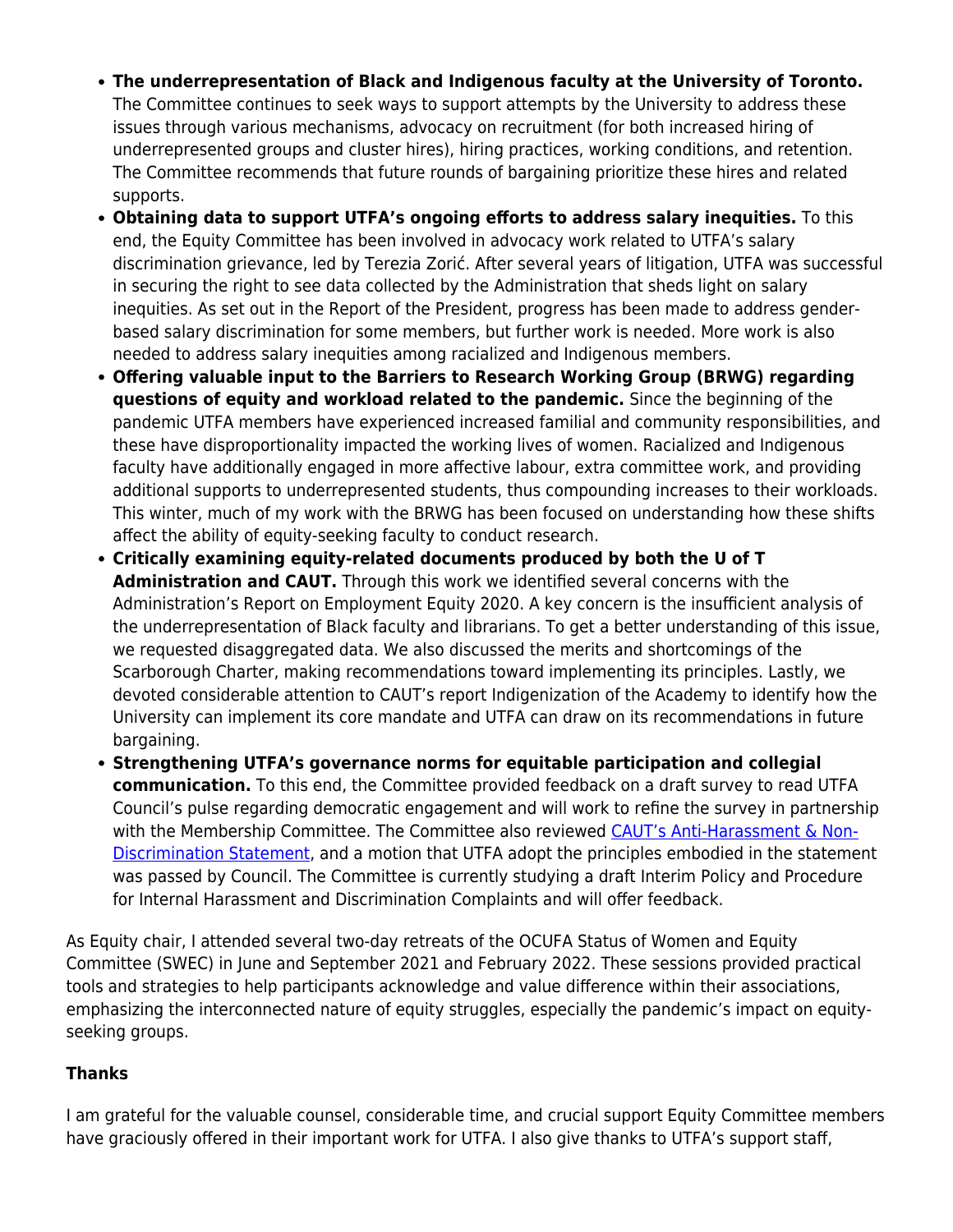- **The underrepresentation of Black and Indigenous faculty at the University of Toronto.** The Committee continues to seek ways to support attempts by the University to address these issues through various mechanisms, advocacy on recruitment (for both increased hiring of underrepresented groups and cluster hires), hiring practices, working conditions, and retention. The Committee recommends that future rounds of bargaining prioritize these hires and related supports.
- **Obtaining data to support UTFA's ongoing efforts to address salary inequities.** To this end, the Equity Committee has been involved in advocacy work related to UTFA's salary discrimination grievance, led by Terezia Zorić. After several years of litigation, UTFA was successful in securing the right to see data collected by the Administration that sheds light on salary inequities. As set out in the Report of the President, progress has been made to address gender-based salary discrimination for some members, but further work is needed. More work is also needed to address salary inequities among racialized and Indigenous members.
- **Offering valuable input to the Barriers to Research Working Group (BRWG) regarding questions of equity and workload related to the pandemic.** Since the beginning of the pandemic UTFA members have experienced increased familial and community responsibilities, and these have disproportionality impacted the working lives of women. Racialized and Indigenous faculty have additionally engaged in more affective labour, extra committee work, and providing additional supports to underrepresented students, thus compounding increases to their workloads. This winter, much of my work with the BRWG has been focused on understanding how these shifts affect the ability of equity-seeking faculty to conduct research.
- **Critically examining equity-related documents produced by both the U of T Administration and CAUT.** Through this work we identified several concerns with the Administration's Report on Employment Equity 2020. A key concern is the insufficient analysis of the underrepresentation of Black faculty and librarians. To get a better understanding of this issue, we requested disaggregated data. We also discussed the merits and shortcomings of the Scarborough Charter, making recommendations toward implementing its principles. Lastly, we devoted considerable attention to CAUT's report Indigenization of the Academy to identify how the University can implement its core mandate and UTFA can draw on its recommendations in future bargaining.
- **Strengthening UTFA's governance norms for equitable participation and collegial communication.** To this end, the Committee provided feedback on a draft survey to read UTFA Council's pulse regarding democratic engagement and will work to refine the survey in partnership with the Membership Committee. The Committee also reviewed CAUT's Anti-Harassment & Non-Discrimination Statement, and a motion that UTFA adopt the principles embodied in the statement was passed by Council. The Committee is currently studying a draft Interim Policy and Procedure for Internal Harassment and Discrimination Complaints and will offer feedback.

As Equity chair, I attended several two-day retreats of the OCUFA Status of Women and Equity Committee (SWEC) in June and September 2021 and February 2022. These sessions provided practical tools and strategies to help participants acknowledge and value difference within their associations, emphasizing the interconnected nature of equity struggles, especially the pandemic's impact on equity-seeking groups.

**Thanks**

I am grateful for the valuable counsel, considerable time, and crucial support Equity Committee members have graciously offered in their important work for UTFA. I also give thanks to UTFA's support staff,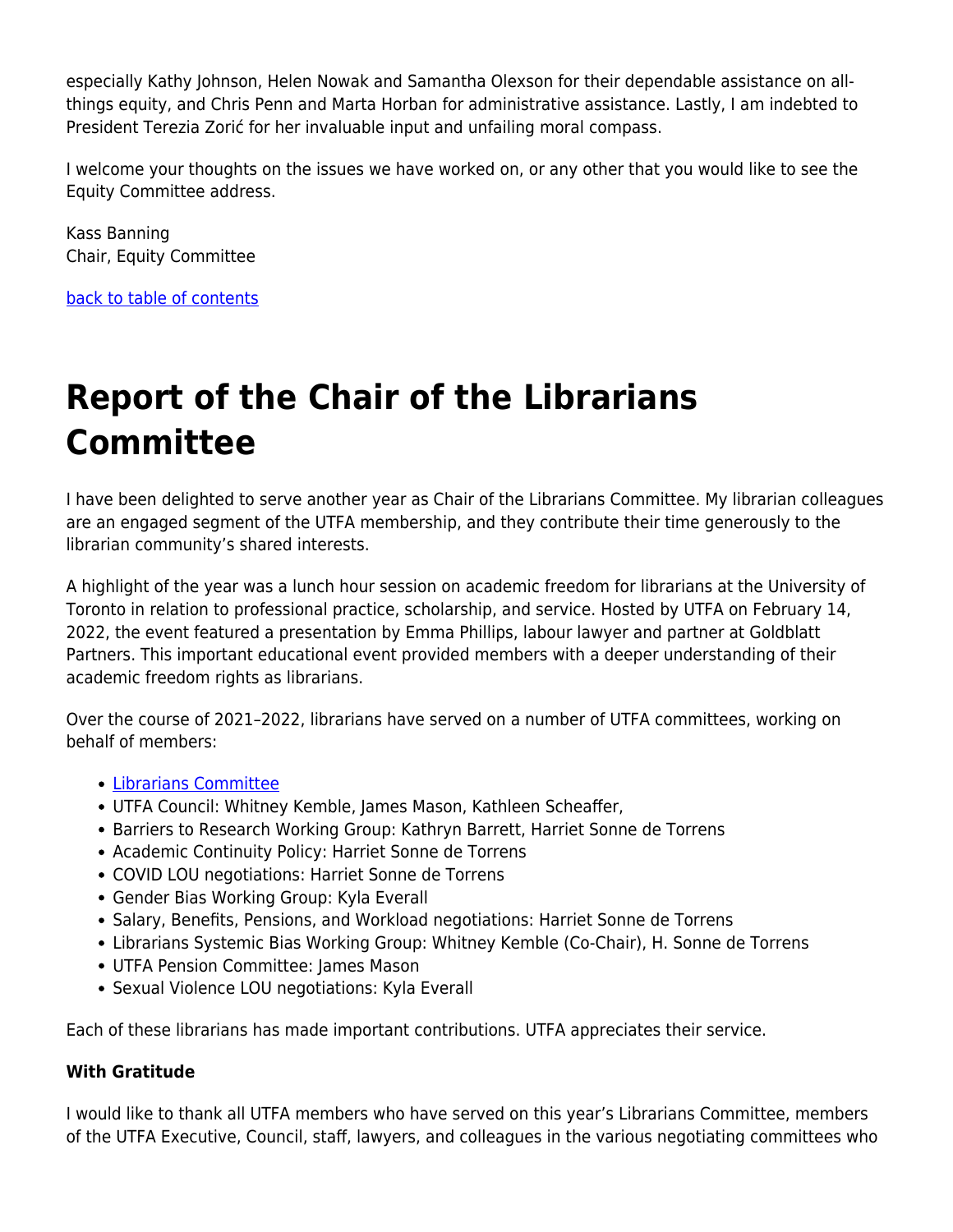especially Kathy Johnson, Helen Nowak and Samantha Olexson for their dependable assistance on all-things equity, and Chris Penn and Marta Horban for administrative assistance. Lastly, I am indebted to President Terezia Zorić for her invaluable input and unfailing moral compass.

I welcome your thoughts on the issues we have worked on, or any other that you would like to see the Equity Committee address.

Kass Banning
Chair, Equity Committee

[back to table of contents](#)

# Report of the Chair of the Librarians Committee

I have been delighted to serve another year as Chair of the Librarians Committee. My librarian colleagues are an engaged segment of the UTFA membership, and they contribute their time generously to the librarian community's shared interests.

A highlight of the year was a lunch hour session on academic freedom for librarians at the University of Toronto in relation to professional practice, scholarship, and service. Hosted by UTFA on February 14, 2022, the event featured a presentation by Emma Phillips, labour lawyer and partner at Goldblatt Partners. This important educational event provided members with a deeper understanding of their academic freedom rights as librarians.

Over the course of 2021–2022, librarians have served on a number of UTFA committees, working on behalf of members:

- [Librarians Committee](#)
- UTFA Council: Whitney Kemble, James Mason, Kathleen Scheaffer,
- Barriers to Research Working Group: Kathryn Barrett, Harriet Sonne de Torrens
- Academic Continuity Policy: Harriet Sonne de Torrens
- COVID LOU negotiations: Harriet Sonne de Torrens
- Gender Bias Working Group: Kyla Everall
- Salary, Benefits, Pensions, and Workload negotiations: Harriet Sonne de Torrens
- Librarians Systemic Bias Working Group: Whitney Kemble (Co-Chair), H. Sonne de Torrens
- UTFA Pension Committee: James Mason
- Sexual Violence LOU negotiations: Kyla Everall

Each of these librarians has made important contributions. UTFA appreciates their service.

**With Gratitude**

I would like to thank all UTFA members who have served on this year's Librarians Committee, members of the UTFA Executive, Council, staff, lawyers, and colleagues in the various negotiating committees who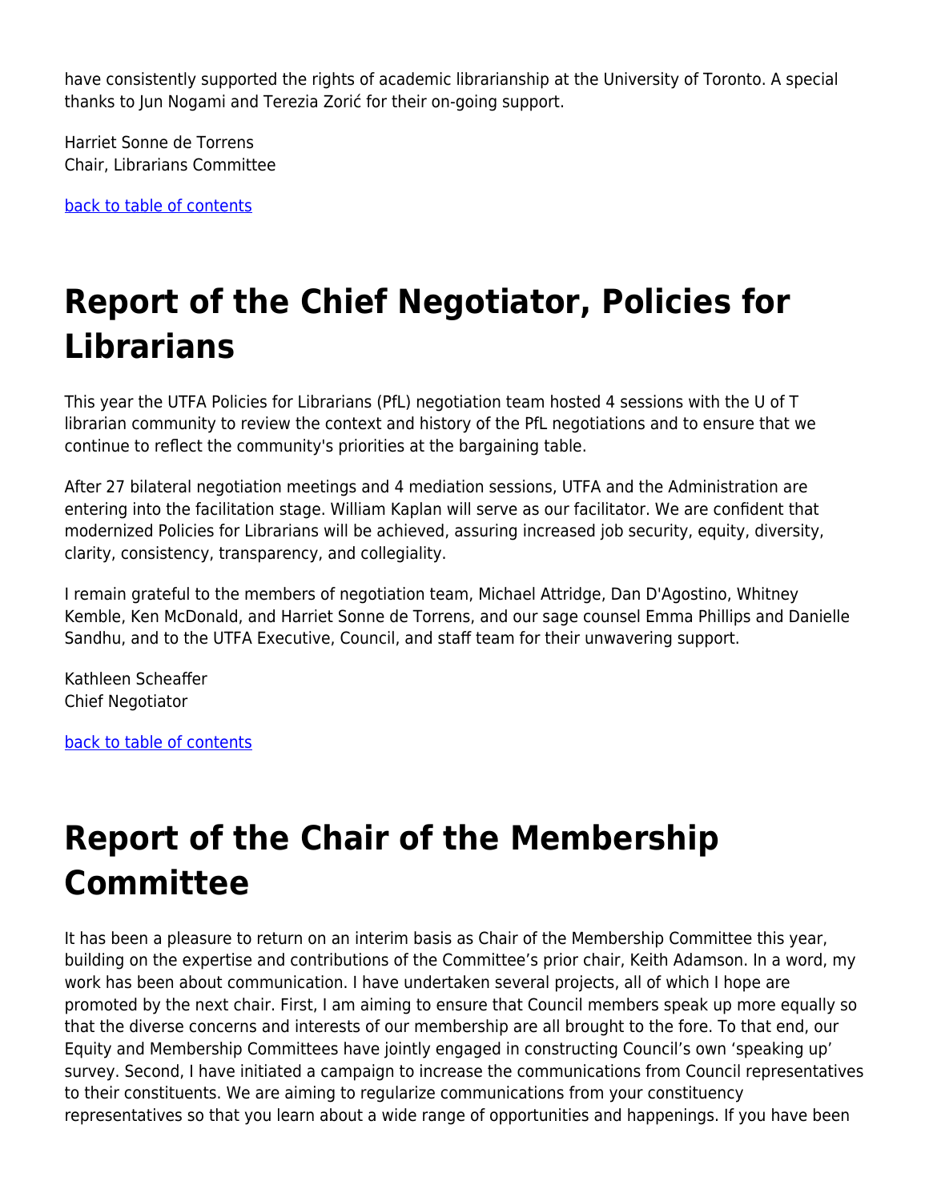have consistently supported the rights of academic librarianship at the University of Toronto. A special thanks to Jun Nogami and Terezia Zorić for their on-going support.

Harriet Sonne de Torrens
Chair, Librarians Committee

[back to table of contents]

# Report of the Chief Negotiator, Policies for Librarians

This year the UTFA Policies for Librarians (PfL) negotiation team hosted 4 sessions with the U of T librarian community to review the context and history of the PfL negotiations and to ensure that we continue to reflect the community's priorities at the bargaining table.

After 27 bilateral negotiation meetings and 4 mediation sessions, UTFA and the Administration are entering into the facilitation stage. William Kaplan will serve as our facilitator. We are confident that modernized Policies for Librarians will be achieved, assuring increased job security, equity, diversity, clarity, consistency, transparency, and collegiality.

I remain grateful to the members of negotiation team, Michael Attridge, Dan D'Agostino, Whitney Kemble, Ken McDonald, and Harriet Sonne de Torrens, and our sage counsel Emma Phillips and Danielle Sandhu, and to the UTFA Executive, Council, and staff team for their unwavering support.

Kathleen Scheaffer
Chief Negotiator

[back to table of contents]

# Report of the Chair of the Membership Committee

It has been a pleasure to return on an interim basis as Chair of the Membership Committee this year, building on the expertise and contributions of the Committee's prior chair, Keith Adamson. In a word, my work has been about communication. I have undertaken several projects, all of which I hope are promoted by the next chair. First, I am aiming to ensure that Council members speak up more equally so that the diverse concerns and interests of our membership are all brought to the fore. To that end, our Equity and Membership Committees have jointly engaged in constructing Council's own 'speaking up' survey. Second, I have initiated a campaign to increase the communications from Council representatives to their constituents. We are aiming to regularize communications from your constituency representatives so that you learn about a wide range of opportunities and happenings. If you have been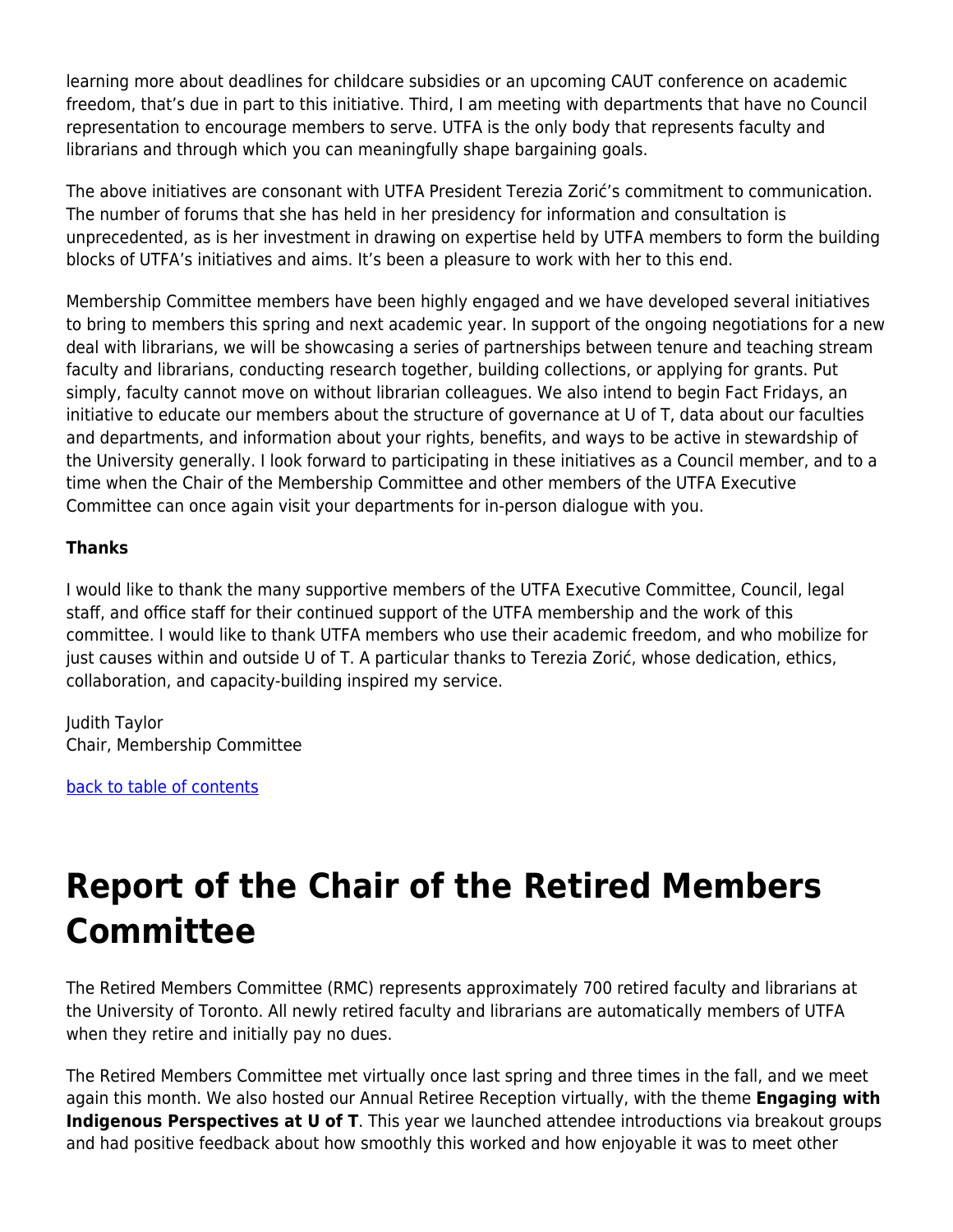learning more about deadlines for childcare subsidies or an upcoming CAUT conference on academic freedom, that's due in part to this initiative. Third, I am meeting with departments that have no Council representation to encourage members to serve. UTFA is the only body that represents faculty and librarians and through which you can meaningfully shape bargaining goals.

The above initiatives are consonant with UTFA President Terezia Zorić's commitment to communication. The number of forums that she has held in her presidency for information and consultation is unprecedented, as is her investment in drawing on expertise held by UTFA members to form the building blocks of UTFA's initiatives and aims. It's been a pleasure to work with her to this end.

Membership Committee members have been highly engaged and we have developed several initiatives to bring to members this spring and next academic year. In support of the ongoing negotiations for a new deal with librarians, we will be showcasing a series of partnerships between tenure and teaching stream faculty and librarians, conducting research together, building collections, or applying for grants. Put simply, faculty cannot move on without librarian colleagues. We also intend to begin Fact Fridays, an initiative to educate our members about the structure of governance at U of T, data about our faculties and departments, and information about your rights, benefits, and ways to be active in stewardship of the University generally. I look forward to participating in these initiatives as a Council member, and to a time when the Chair of the Membership Committee and other members of the UTFA Executive Committee can once again visit your departments for in-person dialogue with you.

**Thanks**

I would like to thank the many supportive members of the UTFA Executive Committee, Council, legal staff, and office staff for their continued support of the UTFA membership and the work of this committee. I would like to thank UTFA members who use their academic freedom, and who mobilize for just causes within and outside U of T. A particular thanks to Terezia Zorić, whose dedication, ethics, collaboration, and capacity-building inspired my service.

Judith Taylor
Chair, Membership Committee

back to table of contents

# Report of the Chair of the Retired Members Committee

The Retired Members Committee (RMC) represents approximately 700 retired faculty and librarians at the University of Toronto. All newly retired faculty and librarians are automatically members of UTFA when they retire and initially pay no dues.

The Retired Members Committee met virtually once last spring and three times in the fall, and we meet again this month. We also hosted our Annual Retiree Reception virtually, with the theme **Engaging with Indigenous Perspectives at U of T**. This year we launched attendee introductions via breakout groups and had positive feedback about how smoothly this worked and how enjoyable it was to meet other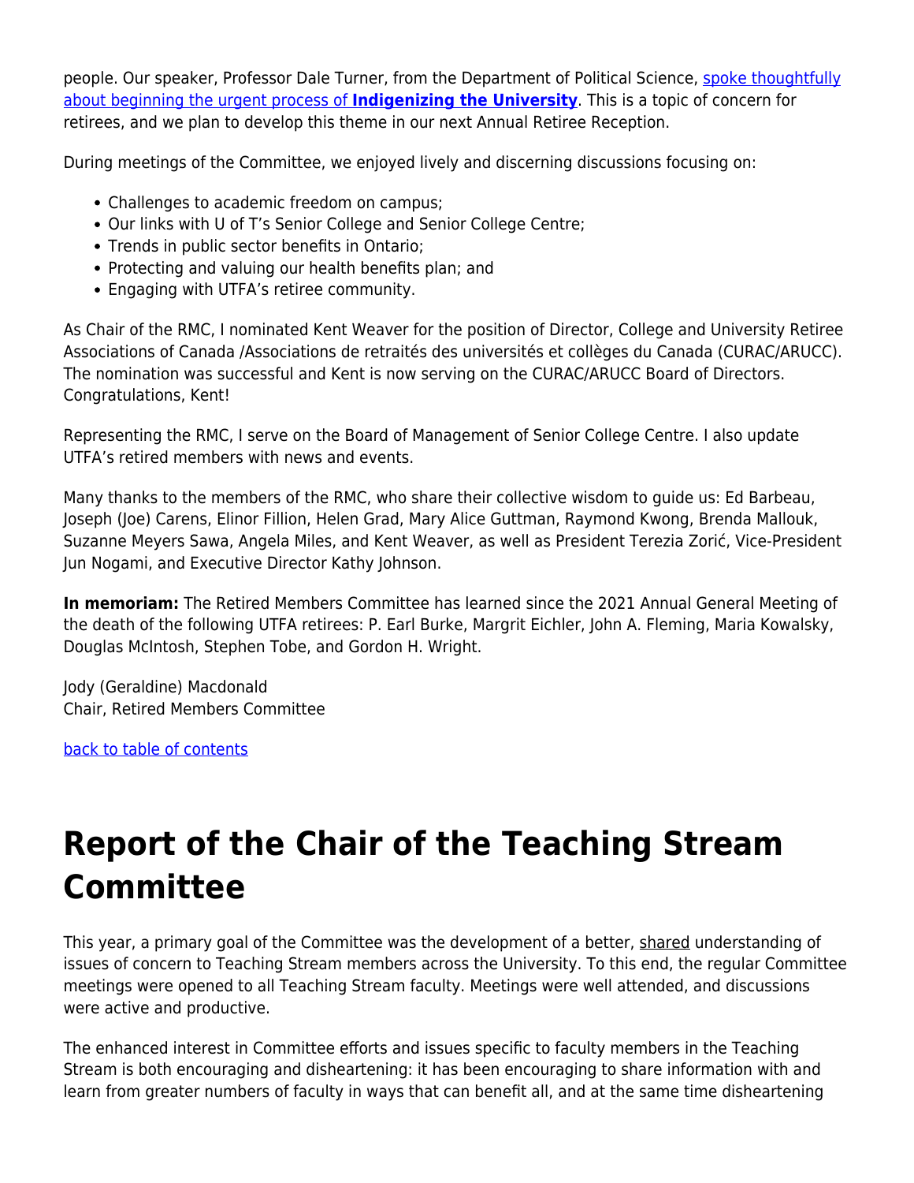people. Our speaker, Professor Dale Turner, from the Department of Political Science, spoke thoughtfully about beginning the urgent process of **Indigenizing the University**. This is a topic of concern for retirees, and we plan to develop this theme in our next Annual Retiree Reception.

During meetings of the Committee, we enjoyed lively and discerning discussions focusing on:

- Challenges to academic freedom on campus;
- Our links with U of T's Senior College and Senior College Centre;
- Trends in public sector benefits in Ontario;
- Protecting and valuing our health benefits plan; and
- Engaging with UTFA's retiree community.

As Chair of the RMC, I nominated Kent Weaver for the position of Director, College and University Retiree Associations of Canada /Associations de retraités des universités et collèges du Canada (CURAC/ARUCC). The nomination was successful and Kent is now serving on the CURAC/ARUCC Board of Directors. Congratulations, Kent!

Representing the RMC, I serve on the Board of Management of Senior College Centre. I also update UTFA's retired members with news and events.

Many thanks to the members of the RMC, who share their collective wisdom to guide us: Ed Barbeau, Joseph (Joe) Carens, Elinor Fillion, Helen Grad, Mary Alice Guttman, Raymond Kwong, Brenda Mallouk, Suzanne Meyers Sawa, Angela Miles, and Kent Weaver, as well as President Terezia Zorić, Vice-President Jun Nogami, and Executive Director Kathy Johnson.

**In memoriam:** The Retired Members Committee has learned since the 2021 Annual General Meeting of the death of the following UTFA retirees: P. Earl Burke, Margrit Eichler, John A. Fleming, Maria Kowalsky, Douglas McIntosh, Stephen Tobe, and Gordon H. Wright.

Jody (Geraldine) Macdonald
Chair, Retired Members Committee

back to table of contents

# Report of the Chair of the Teaching Stream Committee

This year, a primary goal of the Committee was the development of a better, shared understanding of issues of concern to Teaching Stream members across the University. To this end, the regular Committee meetings were opened to all Teaching Stream faculty. Meetings were well attended, and discussions were active and productive.

The enhanced interest in Committee efforts and issues specific to faculty members in the Teaching Stream is both encouraging and disheartening: it has been encouraging to share information with and learn from greater numbers of faculty in ways that can benefit all, and at the same time disheartening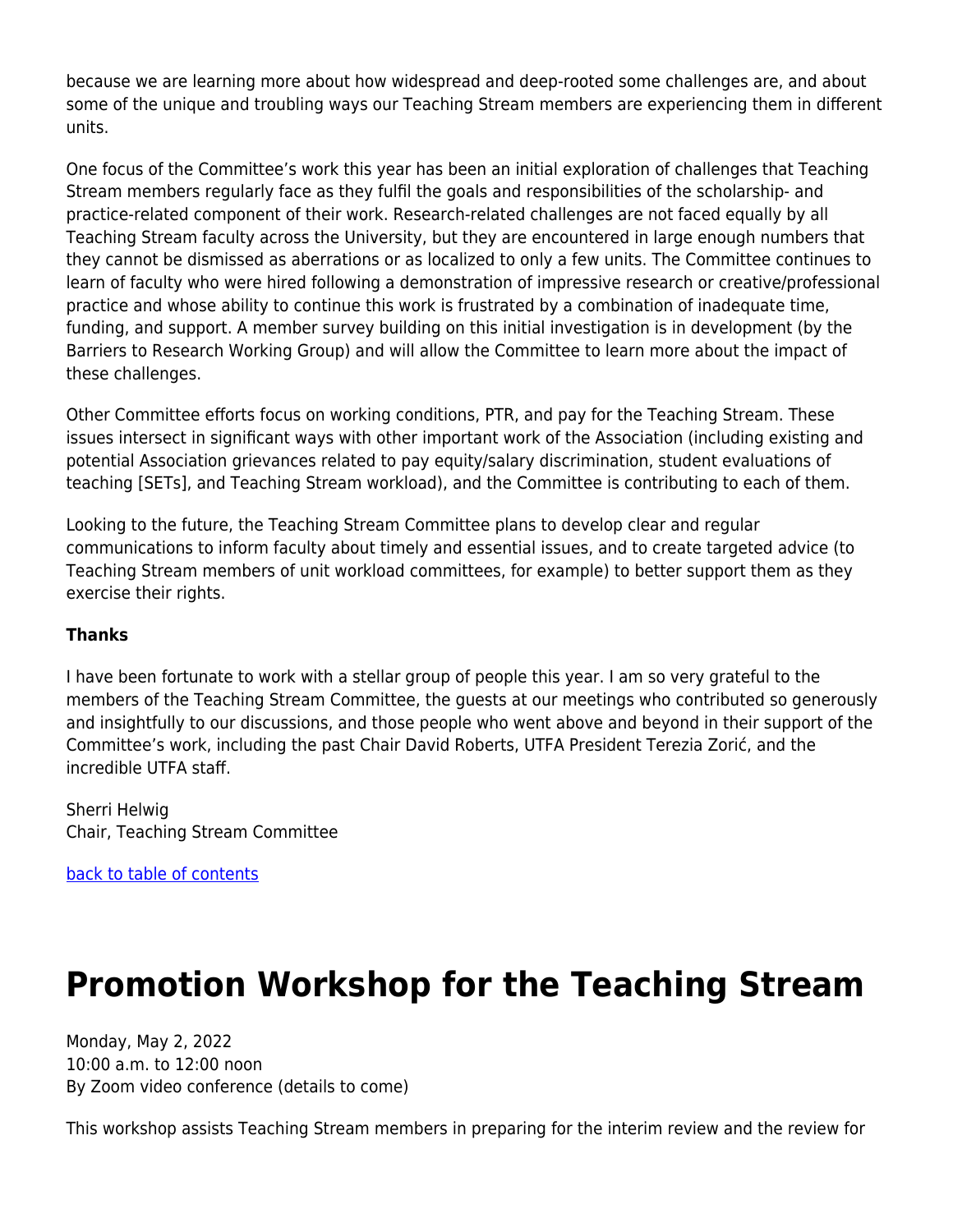because we are learning more about how widespread and deep-rooted some challenges are, and about some of the unique and troubling ways our Teaching Stream members are experiencing them in different units.

One focus of the Committee's work this year has been an initial exploration of challenges that Teaching Stream members regularly face as they fulfil the goals and responsibilities of the scholarship- and practice-related component of their work. Research-related challenges are not faced equally by all Teaching Stream faculty across the University, but they are encountered in large enough numbers that they cannot be dismissed as aberrations or as localized to only a few units. The Committee continues to learn of faculty who were hired following a demonstration of impressive research or creative/professional practice and whose ability to continue this work is frustrated by a combination of inadequate time, funding, and support. A member survey building on this initial investigation is in development (by the Barriers to Research Working Group) and will allow the Committee to learn more about the impact of these challenges.

Other Committee efforts focus on working conditions, PTR, and pay for the Teaching Stream. These issues intersect in significant ways with other important work of the Association (including existing and potential Association grievances related to pay equity/salary discrimination, student evaluations of teaching [SETs], and Teaching Stream workload), and the Committee is contributing to each of them.

Looking to the future, the Teaching Stream Committee plans to develop clear and regular communications to inform faculty about timely and essential issues, and to create targeted advice (to Teaching Stream members of unit workload committees, for example) to better support them as they exercise their rights.

**Thanks**

I have been fortunate to work with a stellar group of people this year. I am so very grateful to the members of the Teaching Stream Committee, the guests at our meetings who contributed so generously and insightfully to our discussions, and those people who went above and beyond in their support of the Committee's work, including the past Chair David Roberts, UTFA President Terezia Zorić, and the incredible UTFA staff.

Sherri Helwig
Chair, Teaching Stream Committee

back to table of contents

# Promotion Workshop for the Teaching Stream

Monday, May 2, 2022
10:00 a.m. to 12:00 noon
By Zoom video conference (details to come)

This workshop assists Teaching Stream members in preparing for the interim review and the review for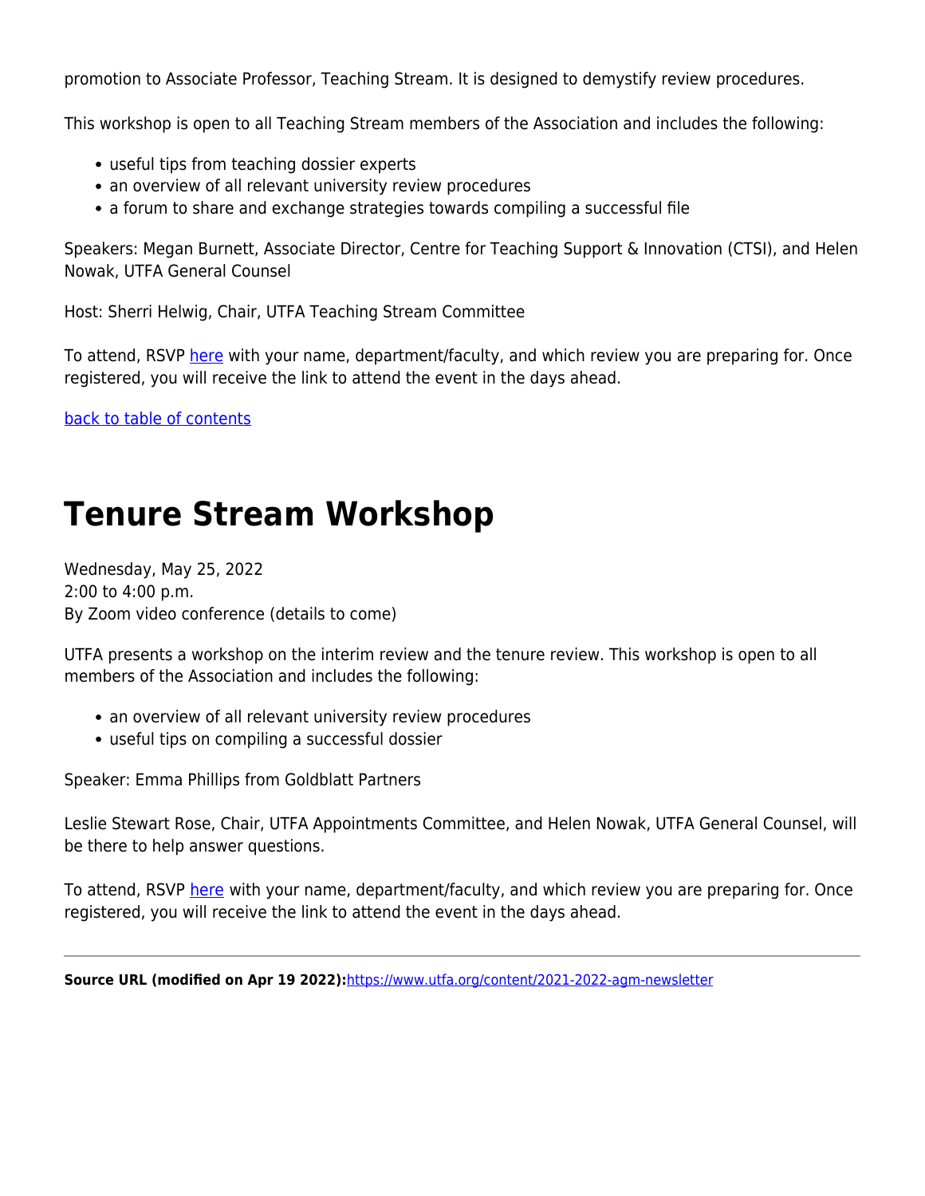promotion to Associate Professor, Teaching Stream. It is designed to demystify review procedures.

This workshop is open to all Teaching Stream members of the Association and includes the following:

- useful tips from teaching dossier experts
- an overview of all relevant university review procedures
- a forum to share and exchange strategies towards compiling a successful file

Speakers: Megan Burnett, Associate Director, Centre for Teaching Support & Innovation (CTSI), and Helen Nowak, UTFA General Counsel

Host: Sherri Helwig, Chair, UTFA Teaching Stream Committee

To attend, RSVP here with your name, department/faculty, and which review you are preparing for. Once registered, you will receive the link to attend the event in the days ahead.

back to table of contents

# Tenure Stream Workshop

Wednesday, May 25, 2022
2:00 to 4:00 p.m.
By Zoom video conference (details to come)

UTFA presents a workshop on the interim review and the tenure review. This workshop is open to all members of the Association and includes the following:

- an overview of all relevant university review procedures
- useful tips on compiling a successful dossier

Speaker: Emma Phillips from Goldblatt Partners

Leslie Stewart Rose, Chair, UTFA Appointments Committee, and Helen Nowak, UTFA General Counsel, will be there to help answer questions.

To attend, RSVP here with your name, department/faculty, and which review you are preparing for. Once registered, you will receive the link to attend the event in the days ahead.

---

**Source URL (modified on Apr 19 2022):** https://www.utfa.org/content/2021-2022-agm-newsletter